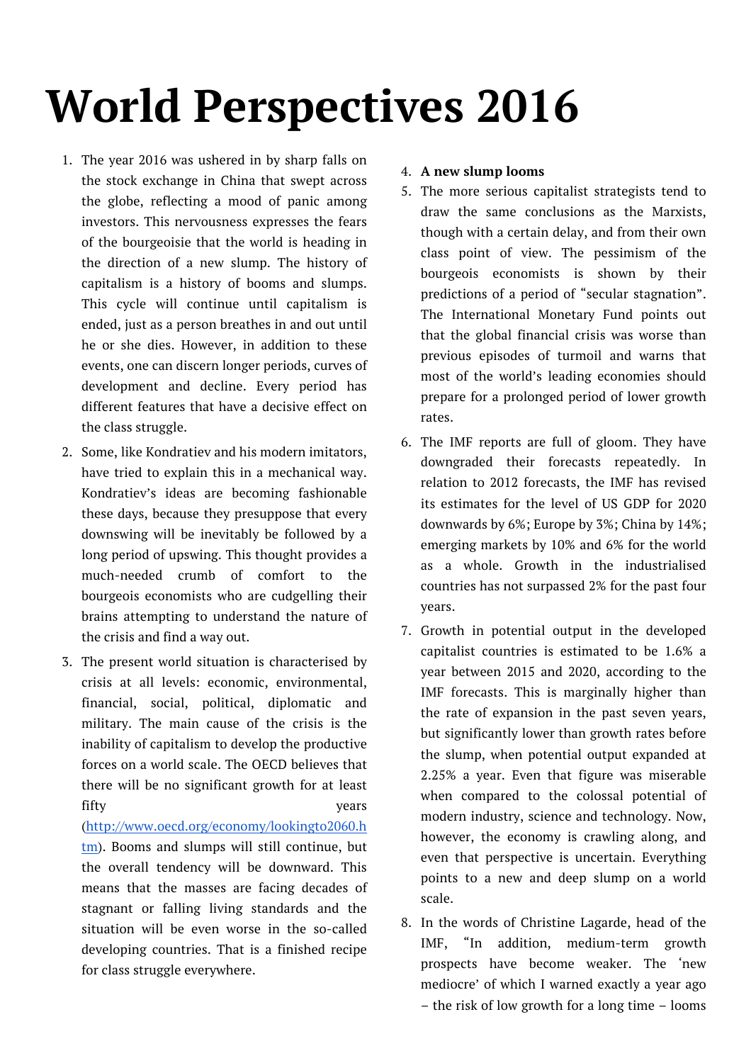# World Perspectives 2016

1. The year 2016 was ushered in by sharp falls on the stock exchange in China that swept across the globe, reflecting a mood of panic among investors. This nervousness expresses the fears of the bourgeoisie that the world is heading in the direction of a new slump. The history of capitalism is a history of booms and slumps. This cycle will continue until capitalism is ended, just as a person breathes in and out until he or she dies. However, in addition to these events, one can discern longer periods, curves of development and decline. Every period has different features that have a decisive effect on the class struggle.
2. Some, like Kondratiev and his modern imitators, have tried to explain this in a mechanical way. Kondratiev's ideas are becoming fashionable these days, because they presuppose that every downswing will be inevitably be followed by a long period of upswing. This thought provides a much-needed crumb of comfort to the bourgeois economists who are cudgelling their brains attempting to understand the nature of the crisis and find a way out.
3. The present world situation is characterised by crisis at all levels: economic, environmental, financial, social, political, diplomatic and military. The main cause of the crisis is the inability of capitalism to develop the productive forces on a world scale. The OECD believes that there will be no significant growth for at least fifty years (http://www.oecd.org/economy/lookingto2060.htm). Booms and slumps will still continue, but the overall tendency will be downward. This means that the masses are facing decades of stagnant or falling living standards and the situation will be even worse in the so-called developing countries. That is a finished recipe for class struggle everywhere.
4. **A new slump looms**
5. The more serious capitalist strategists tend to draw the same conclusions as the Marxists, though with a certain delay, and from their own class point of view. The pessimism of the bourgeois economists is shown by their predictions of a period of "secular stagnation". The International Monetary Fund points out that the global financial crisis was worse than previous episodes of turmoil and warns that most of the world's leading economies should prepare for a prolonged period of lower growth rates.
6. The IMF reports are full of gloom. They have downgraded their forecasts repeatedly. In relation to 2012 forecasts, the IMF has revised its estimates for the level of US GDP for 2020 downwards by 6%; Europe by 3%; China by 14%; emerging markets by 10% and 6% for the world as a whole. Growth in the industrialised countries has not surpassed 2% for the past four years.
7. Growth in potential output in the developed capitalist countries is estimated to be 1.6% a year between 2015 and 2020, according to the IMF forecasts. This is marginally higher than the rate of expansion in the past seven years, but significantly lower than growth rates before the slump, when potential output expanded at 2.25% a year. Even that figure was miserable when compared to the colossal potential of modern industry, science and technology. Now, however, the economy is crawling along, and even that perspective is uncertain. Everything points to a new and deep slump on a world scale.
8. In the words of Christine Lagarde, head of the IMF, "In addition, medium-term growth prospects have become weaker. The 'new mediocre' of which I warned exactly a year ago – the risk of low growth for a long time – looms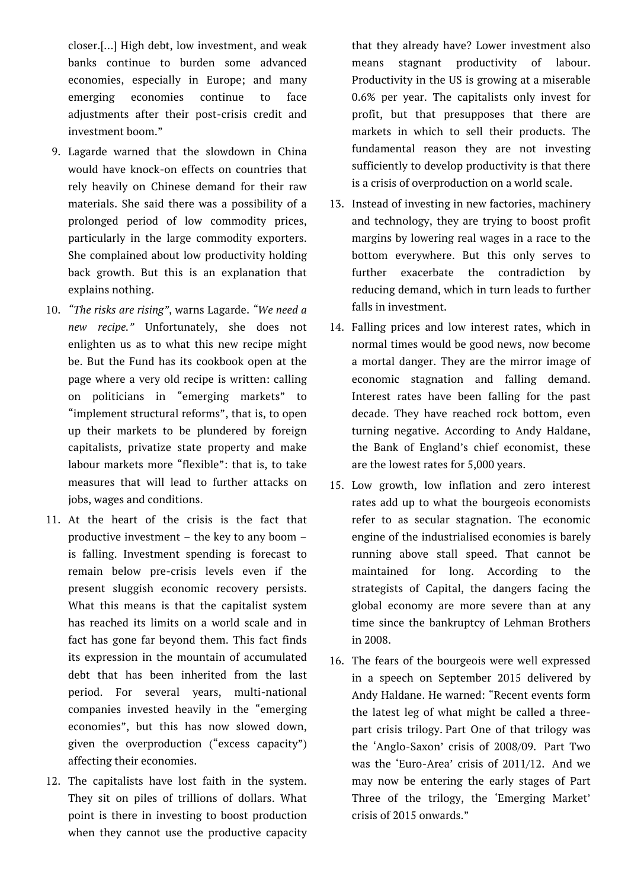closer.[…] High debt, low investment, and weak banks continue to burden some advanced economies, especially in Europe; and many emerging economies continue to face adjustments after their post-crisis credit and investment boom."

9. Lagarde warned that the slowdown in China would have knock-on effects on countries that rely heavily on Chinese demand for their raw materials. She said there was a possibility of a prolonged period of low commodity prices, particularly in the large commodity exporters. She complained about low productivity holding back growth. But this is an explanation that explains nothing.

10. *"The risks are rising"*, warns Lagarde. *"We need a new recipe."* Unfortunately, she does not enlighten us as to what this new recipe might be. But the Fund has its cookbook open at the page where a very old recipe is written: calling on politicians in "emerging markets" to "implement structural reforms", that is, to open up their markets to be plundered by foreign capitalists, privatize state property and make labour markets more "flexible": that is, to take measures that will lead to further attacks on jobs, wages and conditions.

11. At the heart of the crisis is the fact that productive investment – the key to any boom – is falling. Investment spending is forecast to remain below pre-crisis levels even if the present sluggish economic recovery persists. What this means is that the capitalist system has reached its limits on a world scale and in fact has gone far beyond them. This fact finds its expression in the mountain of accumulated debt that has been inherited from the last period. For several years, multi-national companies invested heavily in the "emerging economies", but this has now slowed down, given the overproduction ("excess capacity") affecting their economies.

12. The capitalists have lost faith in the system. They sit on piles of trillions of dollars. What point is there in investing to boost production when they cannot use the productive capacity that they already have? Lower investment also means stagnant productivity of labour. Productivity in the US is growing at a miserable 0.6% per year. The capitalists only invest for profit, but that presupposes that there are markets in which to sell their products. The fundamental reason they are not investing sufficiently to develop productivity is that there is a crisis of overproduction on a world scale.

13. Instead of investing in new factories, machinery and technology, they are trying to boost profit margins by lowering real wages in a race to the bottom everywhere. But this only serves to further exacerbate the contradiction by reducing demand, which in turn leads to further falls in investment.

14. Falling prices and low interest rates, which in normal times would be good news, now become a mortal danger. They are the mirror image of economic stagnation and falling demand. Interest rates have been falling for the past decade. They have reached rock bottom, even turning negative. According to Andy Haldane, the Bank of England's chief economist, these are the lowest rates for 5,000 years.

15. Low growth, low inflation and zero interest rates add up to what the bourgeois economists refer to as secular stagnation. The economic engine of the industrialised economies is barely running above stall speed. That cannot be maintained for long. According to the strategists of Capital, the dangers facing the global economy are more severe than at any time since the bankruptcy of Lehman Brothers in 2008.

16. The fears of the bourgeois were well expressed in a speech on September 2015 delivered by Andy Haldane. He warned: "Recent events form the latest leg of what might be called a three-part crisis trilogy. Part One of that trilogy was the 'Anglo-Saxon' crisis of 2008/09. Part Two was the 'Euro-Area' crisis of 2011/12. And we may now be entering the early stages of Part Three of the trilogy, the 'Emerging Market' crisis of 2015 onwards."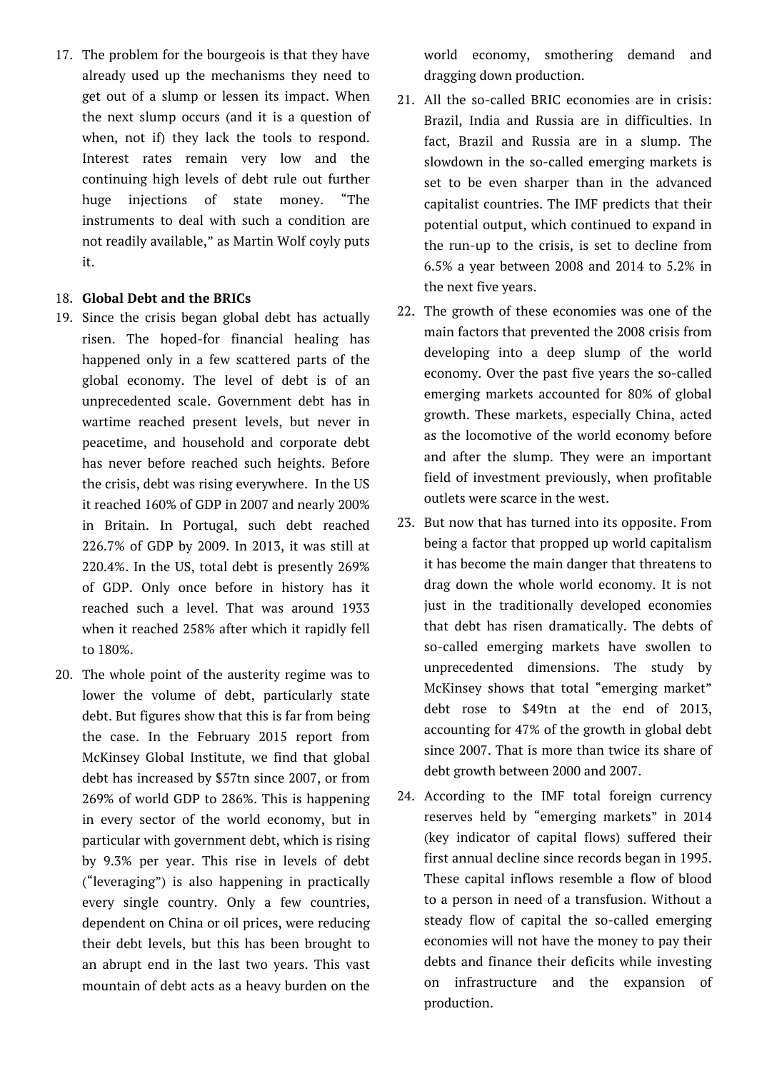17. The problem for the bourgeois is that they have already used up the mechanisms they need to get out of a slump or lessen its impact. When the next slump occurs (and it is a question of when, not if) they lack the tools to respond. Interest rates remain very low and the continuing high levels of debt rule out further huge injections of state money. "The instruments to deal with such a condition are not readily available," as Martin Wolf coyly puts it.

18. **Global Debt and the BRICs**

19. Since the crisis began global debt has actually risen. The hoped-for financial healing has happened only in a few scattered parts of the global economy. The level of debt is of an unprecedented scale. Government debt has in wartime reached present levels, but never in peacetime, and household and corporate debt has never before reached such heights. Before the crisis, debt was rising everywhere. In the US it reached 160% of GDP in 2007 and nearly 200% in Britain. In Portugal, such debt reached 226.7% of GDP by 2009. In 2013, it was still at 220.4%. In the US, total debt is presently 269% of GDP. Only once before in history has it reached such a level. That was around 1933 when it reached 258% after which it rapidly fell to 180%.

20. The whole point of the austerity regime was to lower the volume of debt, particularly state debt. But figures show that this is far from being the case. In the February 2015 report from McKinsey Global Institute, we find that global debt has increased by $57tn since 2007, or from 269% of world GDP to 286%. This is happening in every sector of the world economy, but in particular with government debt, which is rising by 9.3% per year. This rise in levels of debt ("leveraging") is also happening in practically every single country. Only a few countries, dependent on China or oil prices, were reducing their debt levels, but this has been brought to an abrupt end in the last two years. This vast mountain of debt acts as a heavy burden on the world economy, smothering demand and dragging down production.

21. All the so-called BRIC economies are in crisis: Brazil, India and Russia are in difficulties. In fact, Brazil and Russia are in a slump. The slowdown in the so-called emerging markets is set to be even sharper than in the advanced capitalist countries. The IMF predicts that their potential output, which continued to expand in the run-up to the crisis, is set to decline from 6.5% a year between 2008 and 2014 to 5.2% in the next five years.

22. The growth of these economies was one of the main factors that prevented the 2008 crisis from developing into a deep slump of the world economy. Over the past five years the so-called emerging markets accounted for 80% of global growth. These markets, especially China, acted as the locomotive of the world economy before and after the slump. They were an important field of investment previously, when profitable outlets were scarce in the west.

23. But now that has turned into its opposite. From being a factor that propped up world capitalism it has become the main danger that threatens to drag down the whole world economy. It is not just in the traditionally developed economies that debt has risen dramatically. The debts of so-called emerging markets have swollen to unprecedented dimensions. The study by McKinsey shows that total "emerging market" debt rose to $49tn at the end of 2013, accounting for 47% of the growth in global debt since 2007. That is more than twice its share of debt growth between 2000 and 2007.

24. According to the IMF total foreign currency reserves held by "emerging markets" in 2014 (key indicator of capital flows) suffered their first annual decline since records began in 1995. These capital inflows resemble a flow of blood to a person in need of a transfusion. Without a steady flow of capital the so-called emerging economies will not have the money to pay their debts and finance their deficits while investing on infrastructure and the expansion of production.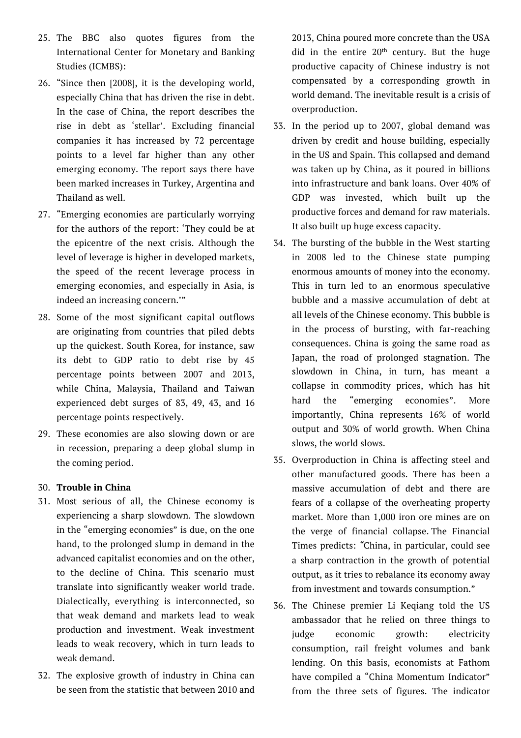25. The BBC also quotes figures from the International Center for Monetary and Banking Studies (ICMBS):

26. "Since then [2008], it is the developing world, especially China that has driven the rise in debt. In the case of China, the report describes the rise in debt as 'stellar'. Excluding financial companies it has increased by 72 percentage points to a level far higher than any other emerging economy. The report says there have been marked increases in Turkey, Argentina and Thailand as well.

27. "Emerging economies are particularly worrying for the authors of the report: 'They could be at the epicentre of the next crisis. Although the level of leverage is higher in developed markets, the speed of the recent leverage process in emerging economies, and especially in Asia, is indeed an increasing concern.'"

28. Some of the most significant capital outflows are originating from countries that piled debts up the quickest. South Korea, for instance, saw its debt to GDP ratio to debt rise by 45 percentage points between 2007 and 2013, while China, Malaysia, Thailand and Taiwan experienced debt surges of 83, 49, 43, and 16 percentage points respectively.

29. These economies are also slowing down or are in recession, preparing a deep global slump in the coming period.

30. **Trouble in China**

31. Most serious of all, the Chinese economy is experiencing a sharp slowdown. The slowdown in the "emerging economies" is due, on the one hand, to the prolonged slump in demand in the advanced capitalist economies and on the other, to the decline of China. This scenario must translate into significantly weaker world trade. Dialectically, everything is interconnected, so that weak demand and markets lead to weak production and investment. Weak investment leads to weak recovery, which in turn leads to weak demand.

32. The explosive growth of industry in China can be seen from the statistic that between 2010 and 2013, China poured more concrete than the USA did in the entire 20th century. But the huge productive capacity of Chinese industry is not compensated by a corresponding growth in world demand. The inevitable result is a crisis of overproduction.

33. In the period up to 2007, global demand was driven by credit and house building, especially in the US and Spain. This collapsed and demand was taken up by China, as it poured in billions into infrastructure and bank loans. Over 40% of GDP was invested, which built up the productive forces and demand for raw materials. It also built up huge excess capacity.

34. The bursting of the bubble in the West starting in 2008 led to the Chinese state pumping enormous amounts of money into the economy. This in turn led to an enormous speculative bubble and a massive accumulation of debt at all levels of the Chinese economy. This bubble is in the process of bursting, with far-reaching consequences. China is going the same road as Japan, the road of prolonged stagnation. The slowdown in China, in turn, has meant a collapse in commodity prices, which has hit hard the "emerging economies". More importantly, China represents 16% of world output and 30% of world growth. When China slows, the world slows.

35. Overproduction in China is affecting steel and other manufactured goods. There has been a massive accumulation of debt and there are fears of a collapse of the overheating property market. More than 1,000 iron ore mines are on the verge of financial collapse. The Financial Times predicts: "China, in particular, could see a sharp contraction in the growth of potential output, as it tries to rebalance its economy away from investment and towards consumption."

36. The Chinese premier Li Keqiang told the US ambassador that he relied on three things to judge economic growth: electricity consumption, rail freight volumes and bank lending. On this basis, economists at Fathom have compiled a "China Momentum Indicator" from the three sets of figures. The indicator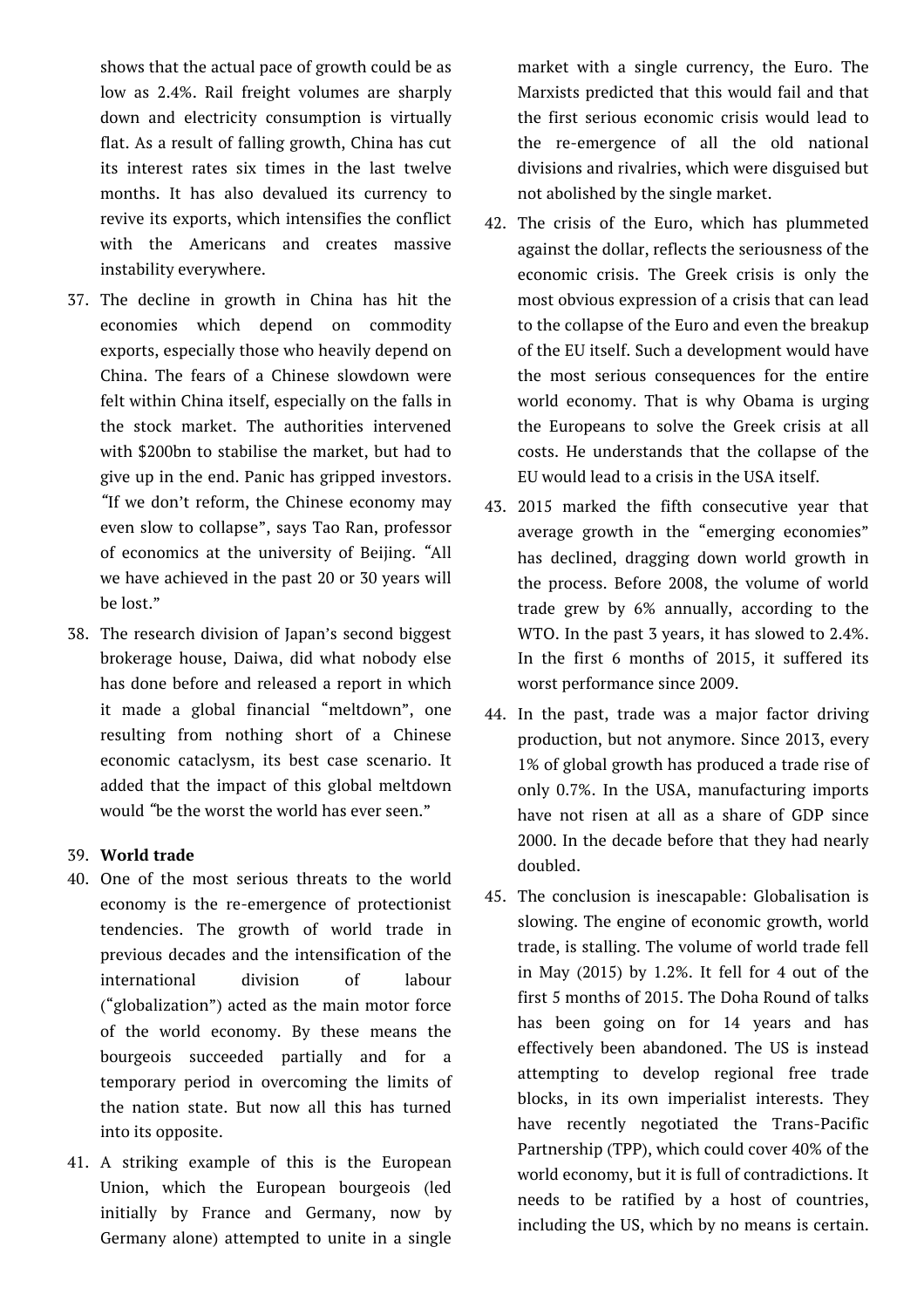shows that the actual pace of growth could be as low as 2.4%. Rail freight volumes are sharply down and electricity consumption is virtually flat. As a result of falling growth, China has cut its interest rates six times in the last twelve months. It has also devalued its currency to revive its exports, which intensifies the conflict with the Americans and creates massive instability everywhere.

37. The decline in growth in China has hit the economies which depend on commodity exports, especially those who heavily depend on China. The fears of a Chinese slowdown were felt within China itself, especially on the falls in the stock market. The authorities intervened with $200bn to stabilise the market, but had to give up in the end. Panic has gripped investors. "If we don't reform, the Chinese economy may even slow to collapse", says Tao Ran, professor of economics at the university of Beijing. "All we have achieved in the past 20 or 30 years will be lost."
38. The research division of Japan's second biggest brokerage house, Daiwa, did what nobody else has done before and released a report in which it made a global financial "meltdown", one resulting from nothing short of a Chinese economic cataclysm, its best case scenario. It added that the impact of this global meltdown would "be the worst the world has ever seen."
39. **World trade**
40. One of the most serious threats to the world economy is the re-emergence of protectionist tendencies. The growth of world trade in previous decades and the intensification of the international division of labour ("globalization") acted as the main motor force of the world economy. By these means the bourgeois succeeded partially and for a temporary period in overcoming the limits of the nation state. But now all this has turned into its opposite.
41. A striking example of this is the European Union, which the European bourgeois (led initially by France and Germany, now by Germany alone) attempted to unite in a single market with a single currency, the Euro. The Marxists predicted that this would fail and that the first serious economic crisis would lead to the re-emergence of all the old national divisions and rivalries, which were disguised but not abolished by the single market.
42. The crisis of the Euro, which has plummeted against the dollar, reflects the seriousness of the economic crisis. The Greek crisis is only the most obvious expression of a crisis that can lead to the collapse of the Euro and even the breakup of the EU itself. Such a development would have the most serious consequences for the entire world economy. That is why Obama is urging the Europeans to solve the Greek crisis at all costs. He understands that the collapse of the EU would lead to a crisis in the USA itself.
43. 2015 marked the fifth consecutive year that average growth in the "emerging economies" has declined, dragging down world growth in the process. Before 2008, the volume of world trade grew by 6% annually, according to the WTO. In the past 3 years, it has slowed to 2.4%. In the first 6 months of 2015, it suffered its worst performance since 2009.
44. In the past, trade was a major factor driving production, but not anymore. Since 2013, every 1% of global growth has produced a trade rise of only 0.7%. In the USA, manufacturing imports have not risen at all as a share of GDP since 2000. In the decade before that they had nearly doubled.
45. The conclusion is inescapable: Globalisation is slowing. The engine of economic growth, world trade, is stalling. The volume of world trade fell in May (2015) by 1.2%. It fell for 4 out of the first 5 months of 2015. The Doha Round of talks has been going on for 14 years and has effectively been abandoned. The US is instead attempting to develop regional free trade blocks, in its own imperialist interests. They have recently negotiated the Trans-Pacific Partnership (TPP), which could cover 40% of the world economy, but it is full of contradictions. It needs to be ratified by a host of countries, including the US, which by no means is certain.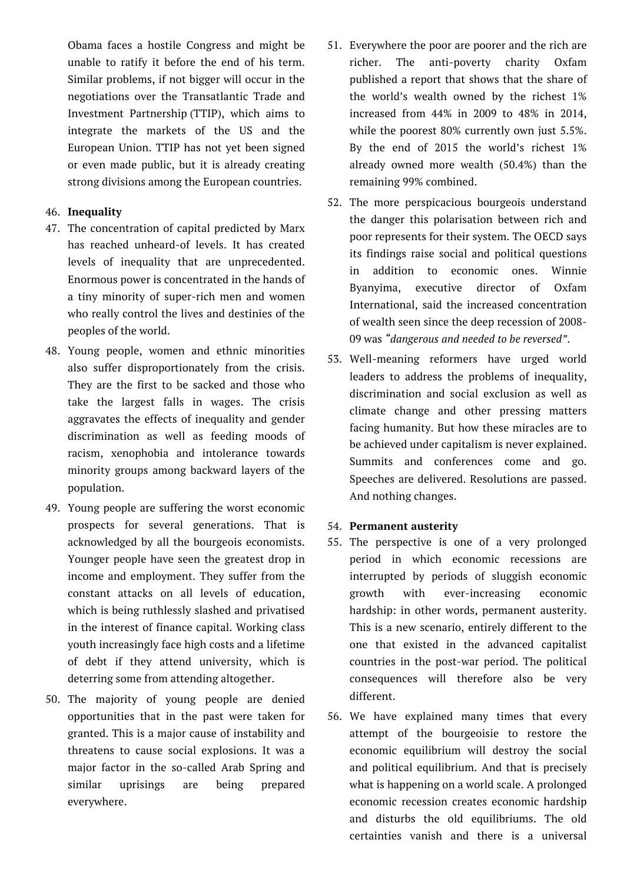Obama faces a hostile Congress and might be unable to ratify it before the end of his term. Similar problems, if not bigger will occur in the negotiations over the Transatlantic Trade and Investment Partnership (TTIP), which aims to integrate the markets of the US and the European Union. TTIP has not yet been signed or even made public, but it is already creating strong divisions among the European countries.

46. **Inequality**

47. The concentration of capital predicted by Marx has reached unheard-of levels. It has created levels of inequality that are unprecedented. Enormous power is concentrated in the hands of a tiny minority of super-rich men and women who really control the lives and destinies of the peoples of the world.

48. Young people, women and ethnic minorities also suffer disproportionately from the crisis. They are the first to be sacked and those who take the largest falls in wages. The crisis aggravates the effects of inequality and gender discrimination as well as feeding moods of racism, xenophobia and intolerance towards minority groups among backward layers of the population.

49. Young people are suffering the worst economic prospects for several generations. That is acknowledged by all the bourgeois economists. Younger people have seen the greatest drop in income and employment. They suffer from the constant attacks on all levels of education, which is being ruthlessly slashed and privatised in the interest of finance capital. Working class youth increasingly face high costs and a lifetime of debt if they attend university, which is deterring some from attending altogether.

50. The majority of young people are denied opportunities that in the past were taken for granted. This is a major cause of instability and threatens to cause social explosions. It was a major factor in the so-called Arab Spring and similar uprisings are being prepared everywhere.

51. Everywhere the poor are poorer and the rich are richer. The anti-poverty charity Oxfam published a report that shows that the share of the world's wealth owned by the richest 1% increased from 44% in 2009 to 48% in 2014, while the poorest 80% currently own just 5.5%. By the end of 2015 the world's richest 1% already owned more wealth (50.4%) than the remaining 99% combined.

52. The more perspicacious bourgeois understand the danger this polarisation between rich and poor represents for their system. The OECD says its findings raise social and political questions in addition to economic ones. Winnie Byanyima, executive director of Oxfam International, said the increased concentration of wealth seen since the deep recession of 2008-09 was *"dangerous and needed to be reversed"*.

53. Well-meaning reformers have urged world leaders to address the problems of inequality, discrimination and social exclusion as well as climate change and other pressing matters facing humanity. But how these miracles are to be achieved under capitalism is never explained. Summits and conferences come and go. Speeches are delivered. Resolutions are passed. And nothing changes.

54. **Permanent austerity**

55. The perspective is one of a very prolonged period in which economic recessions are interrupted by periods of sluggish economic growth with ever-increasing economic hardship: in other words, permanent austerity. This is a new scenario, entirely different to the one that existed in the advanced capitalist countries in the post-war period. The political consequences will therefore also be very different.

56. We have explained many times that every attempt of the bourgeoisie to restore the economic equilibrium will destroy the social and political equilibrium. And that is precisely what is happening on a world scale. A prolonged economic recession creates economic hardship and disturbs the old equilibriums. The old certainties vanish and there is a universal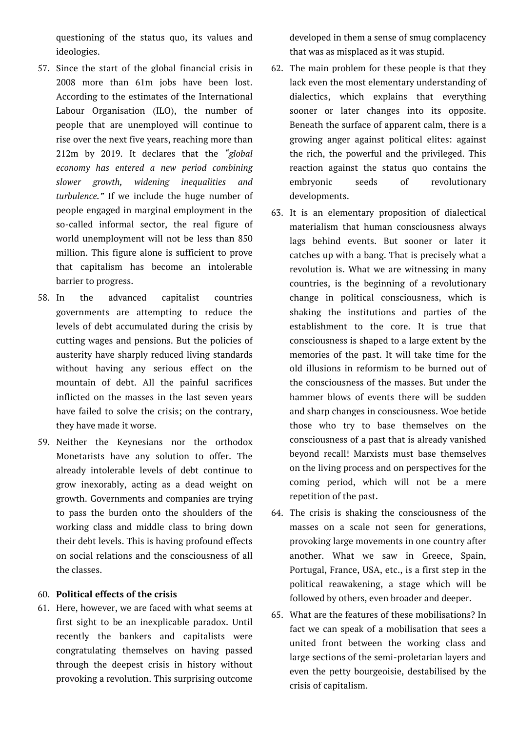questioning of the status quo, its values and ideologies.

57. Since the start of the global financial crisis in 2008 more than 61m jobs have been lost. According to the estimates of the International Labour Organisation (ILO), the number of people that are unemployed will continue to rise over the next five years, reaching more than 212m by 2019. It declares that the *"global economy has entered a new period combining slower growth, widening inequalities and turbulence."* If we include the huge number of people engaged in marginal employment in the so-called informal sector, the real figure of world unemployment will not be less than 850 million. This figure alone is sufficient to prove that capitalism has become an intolerable barrier to progress.

58. In the advanced capitalist countries governments are attempting to reduce the levels of debt accumulated during the crisis by cutting wages and pensions. But the policies of austerity have sharply reduced living standards without having any serious effect on the mountain of debt. All the painful sacrifices inflicted on the masses in the last seven years have failed to solve the crisis; on the contrary, they have made it worse.

59. Neither the Keynesians nor the orthodox Monetarists have any solution to offer. The already intolerable levels of debt continue to grow inexorably, acting as a dead weight on growth. Governments and companies are trying to pass the burden onto the shoulders of the working class and middle class to bring down their debt levels. This is having profound effects on social relations and the consciousness of all the classes.

60. **Political effects of the crisis**

61. Here, however, we are faced with what seems at first sight to be an inexplicable paradox. Until recently the bankers and capitalists were congratulating themselves on having passed through the deepest crisis in history without provoking a revolution. This surprising outcome developed in them a sense of smug complacency that was as misplaced as it was stupid.

62. The main problem for these people is that they lack even the most elementary understanding of dialectics, which explains that everything sooner or later changes into its opposite. Beneath the surface of apparent calm, there is a growing anger against political elites: against the rich, the powerful and the privileged. This reaction against the status quo contains the embryonic seeds of revolutionary developments.

63. It is an elementary proposition of dialectical materialism that human consciousness always lags behind events. But sooner or later it catches up with a bang. That is precisely what a revolution is. What we are witnessing in many countries, is the beginning of a revolutionary change in political consciousness, which is shaking the institutions and parties of the establishment to the core. It is true that consciousness is shaped to a large extent by the memories of the past. It will take time for the old illusions in reformism to be burned out of the consciousness of the masses. But under the hammer blows of events there will be sudden and sharp changes in consciousness. Woe betide those who try to base themselves on the consciousness of a past that is already vanished beyond recall! Marxists must base themselves on the living process and on perspectives for the coming period, which will not be a mere repetition of the past.

64. The crisis is shaking the consciousness of the masses on a scale not seen for generations, provoking large movements in one country after another. What we saw in Greece, Spain, Portugal, France, USA, etc., is a first step in the political reawakening, a stage which will be followed by others, even broader and deeper.

65. What are the features of these mobilisations? In fact we can speak of a mobilisation that sees a united front between the working class and large sections of the semi-proletarian layers and even the petty bourgeoisie, destabilised by the crisis of capitalism.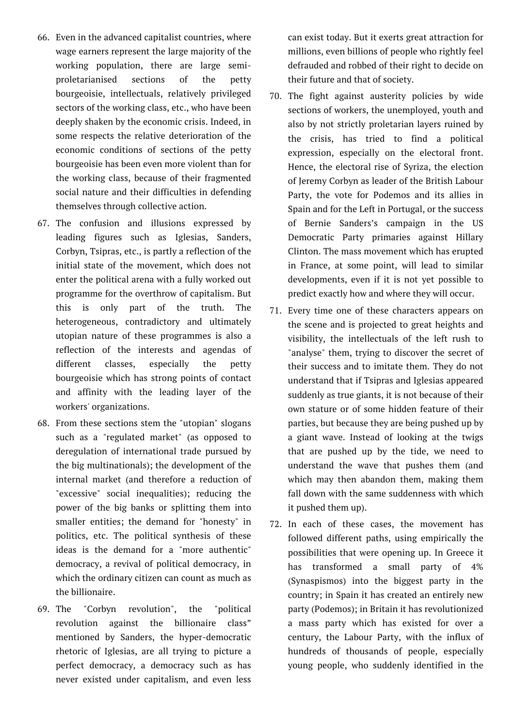66. Even in the advanced capitalist countries, where wage earners represent the large majority of the working population, there are large semi-proletarianised sections of the petty bourgeoisie, intellectuals, relatively privileged sectors of the working class, etc., who have been deeply shaken by the economic crisis. Indeed, in some respects the relative deterioration of the economic conditions of sections of the petty bourgeoisie has been even more violent than for the working class, because of their fragmented social nature and their difficulties in defending themselves through collective action.

67. The confusion and illusions expressed by leading figures such as Iglesias, Sanders, Corbyn, Tsipras, etc., is partly a reflection of the initial state of the movement, which does not enter the political arena with a fully worked out programme for the overthrow of capitalism. But this is only part of the truth. The heterogeneous, contradictory and ultimately utopian nature of these programmes is also a reflection of the interests and agendas of different classes, especially the petty bourgeoisie which has strong points of contact and affinity with the leading layer of the workers' organizations.

68. From these sections stem the "utopian" slogans such as a "regulated market" (as opposed to deregulation of international trade pursued by the big multinationals); the development of the internal market (and therefore a reduction of "excessive" social inequalities); reducing the power of the big banks or splitting them into smaller entities; the demand for "honesty" in politics, etc. The political synthesis of these ideas is the demand for a "more authentic" democracy, a revival of political democracy, in which the ordinary citizen can count as much as the billionaire.

69. The "Corbyn revolution", the "political revolution against the billionaire class" mentioned by Sanders, the hyper-democratic rhetoric of Iglesias, are all trying to picture a perfect democracy, a democracy such as has never existed under capitalism, and even less can exist today. But it exerts great attraction for millions, even billions of people who rightly feel defrauded and robbed of their right to decide on their future and that of society.

70. The fight against austerity policies by wide sections of workers, the unemployed, youth and also by not strictly proletarian layers ruined by the crisis, has tried to find a political expression, especially on the electoral front. Hence, the electoral rise of Syriza, the election of Jeremy Corbyn as leader of the British Labour Party, the vote for Podemos and its allies in Spain and for the Left in Portugal, or the success of Bernie Sanders's campaign in the US Democratic Party primaries against Hillary Clinton. The mass movement which has erupted in France, at some point, will lead to similar developments, even if it is not yet possible to predict exactly how and where they will occur.

71. Every time one of these characters appears on the scene and is projected to great heights and visibility, the intellectuals of the left rush to "analyse" them, trying to discover the secret of their success and to imitate them. They do not understand that if Tsipras and Iglesias appeared suddenly as true giants, it is not because of their own stature or of some hidden feature of their parties, but because they are being pushed up by a giant wave. Instead of looking at the twigs that are pushed up by the tide, we need to understand the wave that pushes them (and which may then abandon them, making them fall down with the same suddenness with which it pushed them up).

72. In each of these cases, the movement has followed different paths, using empirically the possibilities that were opening up. In Greece it has transformed a small party of 4% (Synaspismos) into the biggest party in the country; in Spain it has created an entirely new party (Podemos); in Britain it has revolutionized a mass party which has existed for over a century, the Labour Party, with the influx of hundreds of thousands of people, especially young people, who suddenly identified in the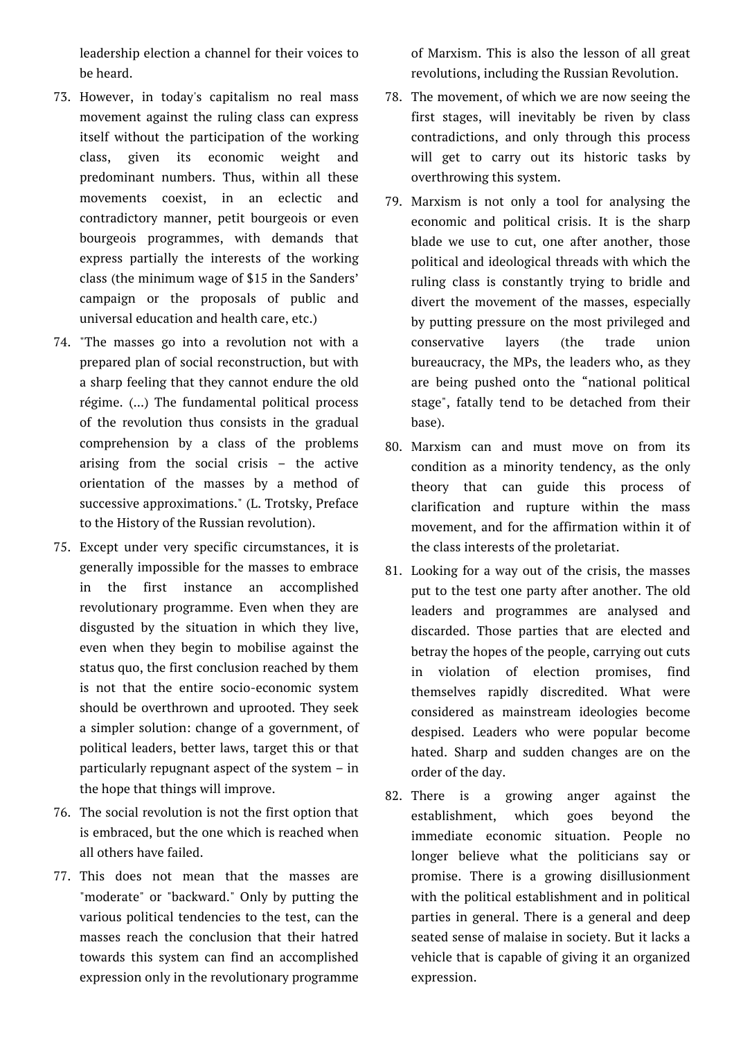leadership election a channel for their voices to be heard.

73. However, in today's capitalism no real mass movement against the ruling class can express itself without the participation of the working class, given its economic weight and predominant numbers. Thus, within all these movements coexist, in an eclectic and contradictory manner, petit bourgeois or even bourgeois programmes, with demands that express partially the interests of the working class (the minimum wage of $15 in the Sanders' campaign or the proposals of public and universal education and health care, etc.)

74. "The masses go into a revolution not with a prepared plan of social reconstruction, but with a sharp feeling that they cannot endure the old régime. (...) The fundamental political process of the revolution thus consists in the gradual comprehension by a class of the problems arising from the social crisis – the active orientation of the masses by a method of successive approximations." (L. Trotsky, Preface to the History of the Russian revolution).

75. Except under very specific circumstances, it is generally impossible for the masses to embrace in the first instance an accomplished revolutionary programme. Even when they are disgusted by the situation in which they live, even when they begin to mobilise against the status quo, the first conclusion reached by them is not that the entire socio-economic system should be overthrown and uprooted. They seek a simpler solution: change of a government, of political leaders, better laws, target this or that particularly repugnant aspect of the system – in the hope that things will improve.

76. The social revolution is not the first option that is embraced, but the one which is reached when all others have failed.

77. This does not mean that the masses are "moderate" or "backward." Only by putting the various political tendencies to the test, can the masses reach the conclusion that their hatred towards this system can find an accomplished expression only in the revolutionary programme of Marxism. This is also the lesson of all great revolutions, including the Russian Revolution.

78. The movement, of which we are now seeing the first stages, will inevitably be riven by class contradictions, and only through this process will get to carry out its historic tasks by overthrowing this system.

79. Marxism is not only a tool for analysing the economic and political crisis. It is the sharp blade we use to cut, one after another, those political and ideological threads with which the ruling class is constantly trying to bridle and divert the movement of the masses, especially by putting pressure on the most privileged and conservative layers (the trade union bureaucracy, the MPs, the leaders who, as they are being pushed onto the "national political stage", fatally tend to be detached from their base).

80. Marxism can and must move on from its condition as a minority tendency, as the only theory that can guide this process of clarification and rupture within the mass movement, and for the affirmation within it of the class interests of the proletariat.

81. Looking for a way out of the crisis, the masses put to the test one party after another. The old leaders and programmes are analysed and discarded. Those parties that are elected and betray the hopes of the people, carrying out cuts in violation of election promises, find themselves rapidly discredited. What were considered as mainstream ideologies become despised. Leaders who were popular become hated. Sharp and sudden changes are on the order of the day.

82. There is a growing anger against the establishment, which goes beyond the immediate economic situation. People no longer believe what the politicians say or promise. There is a growing disillusionment with the political establishment and in political parties in general. There is a general and deep seated sense of malaise in society. But it lacks a vehicle that is capable of giving it an organized expression.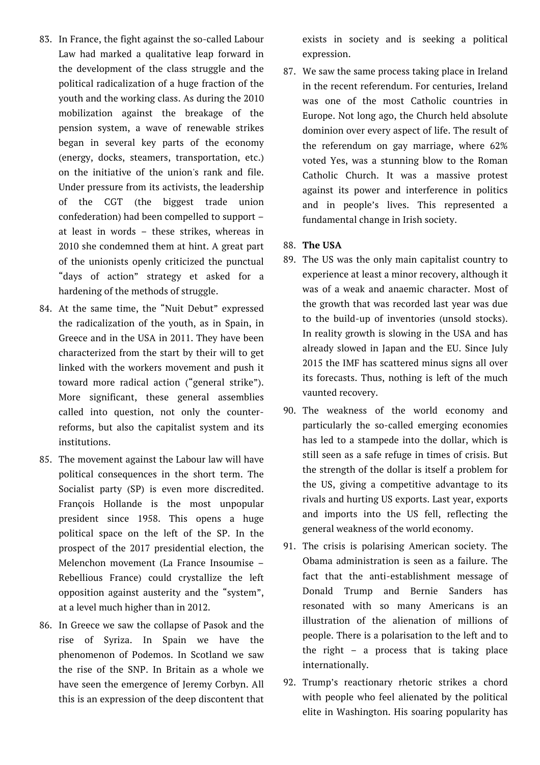83. In France, the fight against the so-called Labour Law had marked a qualitative leap forward in the development of the class struggle and the political radicalization of a huge fraction of the youth and the working class. As during the 2010 mobilization against the breakage of the pension system, a wave of renewable strikes began in several key parts of the economy (energy, docks, steamers, transportation, etc.) on the initiative of the union's rank and file. Under pressure from its activists, the leadership of the CGT (the biggest trade union confederation) had been compelled to support – at least in words – these strikes, whereas in 2010 she condemned them at hint. A great part of the unionists openly criticized the punctual "days of action" strategy et asked for a hardening of the methods of struggle.

84. At the same time, the "Nuit Debut" expressed the radicalization of the youth, as in Spain, in Greece and in the USA in 2011. They have been characterized from the start by their will to get linked with the workers movement and push it toward more radical action ("general strike"). More significant, these general assemblies called into question, not only the counter-reforms, but also the capitalist system and its institutions.

85. The movement against the Labour law will have political consequences in the short term. The Socialist party (SP) is even more discredited. François Hollande is the most unpopular president since 1958. This opens a huge political space on the left of the SP. In the prospect of the 2017 presidential election, the Melenchon movement (La France Insoumise – Rebellious France) could crystallize the left opposition against austerity and the "system", at a level much higher than in 2012.

86. In Greece we saw the collapse of Pasok and the rise of Syriza. In Spain we have the phenomenon of Podemos. In Scotland we saw the rise of the SNP. In Britain as a whole we have seen the emergence of Jeremy Corbyn. All this is an expression of the deep discontent that exists in society and is seeking a political expression.

87. We saw the same process taking place in Ireland in the recent referendum. For centuries, Ireland was one of the most Catholic countries in Europe. Not long ago, the Church held absolute dominion over every aspect of life. The result of the referendum on gay marriage, where 62% voted Yes, was a stunning blow to the Roman Catholic Church. It was a massive protest against its power and interference in politics and in people's lives. This represented a fundamental change in Irish society.

88. **The USA**

89. The US was the only main capitalist country to experience at least a minor recovery, although it was of a weak and anaemic character. Most of the growth that was recorded last year was due to the build-up of inventories (unsold stocks). In reality growth is slowing in the USA and has already slowed in Japan and the EU. Since July 2015 the IMF has scattered minus signs all over its forecasts. Thus, nothing is left of the much vaunted recovery.

90. The weakness of the world economy and particularly the so-called emerging economies has led to a stampede into the dollar, which is still seen as a safe refuge in times of crisis. But the strength of the dollar is itself a problem for the US, giving a competitive advantage to its rivals and hurting US exports. Last year, exports and imports into the US fell, reflecting the general weakness of the world economy.

91. The crisis is polarising American society. The Obama administration is seen as a failure. The fact that the anti-establishment message of Donald Trump and Bernie Sanders has resonated with so many Americans is an illustration of the alienation of millions of people. There is a polarisation to the left and to the right – a process that is taking place internationally.

92. Trump's reactionary rhetoric strikes a chord with people who feel alienated by the political elite in Washington. His soaring popularity has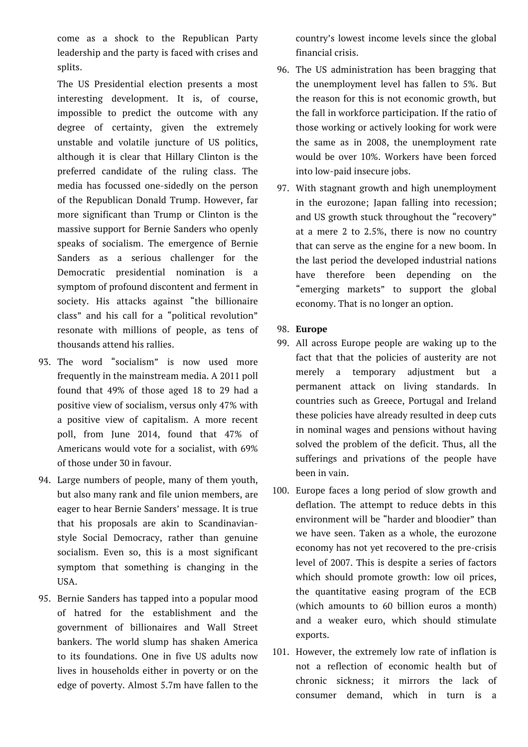come as a shock to the Republican Party leadership and the party is faced with crises and splits.

The US Presidential election presents a most interesting development. It is, of course, impossible to predict the outcome with any degree of certainty, given the extremely unstable and volatile juncture of US politics, although it is clear that Hillary Clinton is the preferred candidate of the ruling class. The media has focussed one-sidedly on the person of the Republican Donald Trump. However, far more significant than Trump or Clinton is the massive support for Bernie Sanders who openly speaks of socialism. The emergence of Bernie Sanders as a serious challenger for the Democratic presidential nomination is a symptom of profound discontent and ferment in society. His attacks against "the billionaire class" and his call for a "political revolution" resonate with millions of people, as tens of thousands attend his rallies.

93. The word "socialism" is now used more frequently in the mainstream media. A 2011 poll found that 49% of those aged 18 to 29 had a positive view of socialism, versus only 47% with a positive view of capitalism. A more recent poll, from June 2014, found that 47% of Americans would vote for a socialist, with 69% of those under 30 in favour.

94. Large numbers of people, many of them youth, but also many rank and file union members, are eager to hear Bernie Sanders' message. It is true that his proposals are akin to Scandinavian-style Social Democracy, rather than genuine socialism. Even so, this is a most significant symptom that something is changing in the USA.

95. Bernie Sanders has tapped into a popular mood of hatred for the establishment and the government of billionaires and Wall Street bankers. The world slump has shaken America to its foundations. One in five US adults now lives in households either in poverty or on the edge of poverty. Almost 5.7m have fallen to the country's lowest income levels since the global financial crisis.

96. The US administration has been bragging that the unemployment level has fallen to 5%. But the reason for this is not economic growth, but the fall in workforce participation. If the ratio of those working or actively looking for work were the same as in 2008, the unemployment rate would be over 10%. Workers have been forced into low-paid insecure jobs.

97. With stagnant growth and high unemployment in the eurozone; Japan falling into recession; and US growth stuck throughout the "recovery" at a mere 2 to 2.5%, there is now no country that can serve as the engine for a new boom. In the last period the developed industrial nations have therefore been depending on the "emerging markets" to support the global economy. That is no longer an option.

98. **Europe**

99. All across Europe people are waking up to the fact that that the policies of austerity are not merely a temporary adjustment but a permanent attack on living standards. In countries such as Greece, Portugal and Ireland these policies have already resulted in deep cuts in nominal wages and pensions without having solved the problem of the deficit. Thus, all the sufferings and privations of the people have been in vain.

100. Europe faces a long period of slow growth and deflation. The attempt to reduce debts in this environment will be "harder and bloodier" than we have seen. Taken as a whole, the eurozone economy has not yet recovered to the pre-crisis level of 2007. This is despite a series of factors which should promote growth: low oil prices, the quantitative easing program of the ECB (which amounts to 60 billion euros a month) and a weaker euro, which should stimulate exports.

101. However, the extremely low rate of inflation is not a reflection of economic health but of chronic sickness; it mirrors the lack of consumer demand, which in turn is a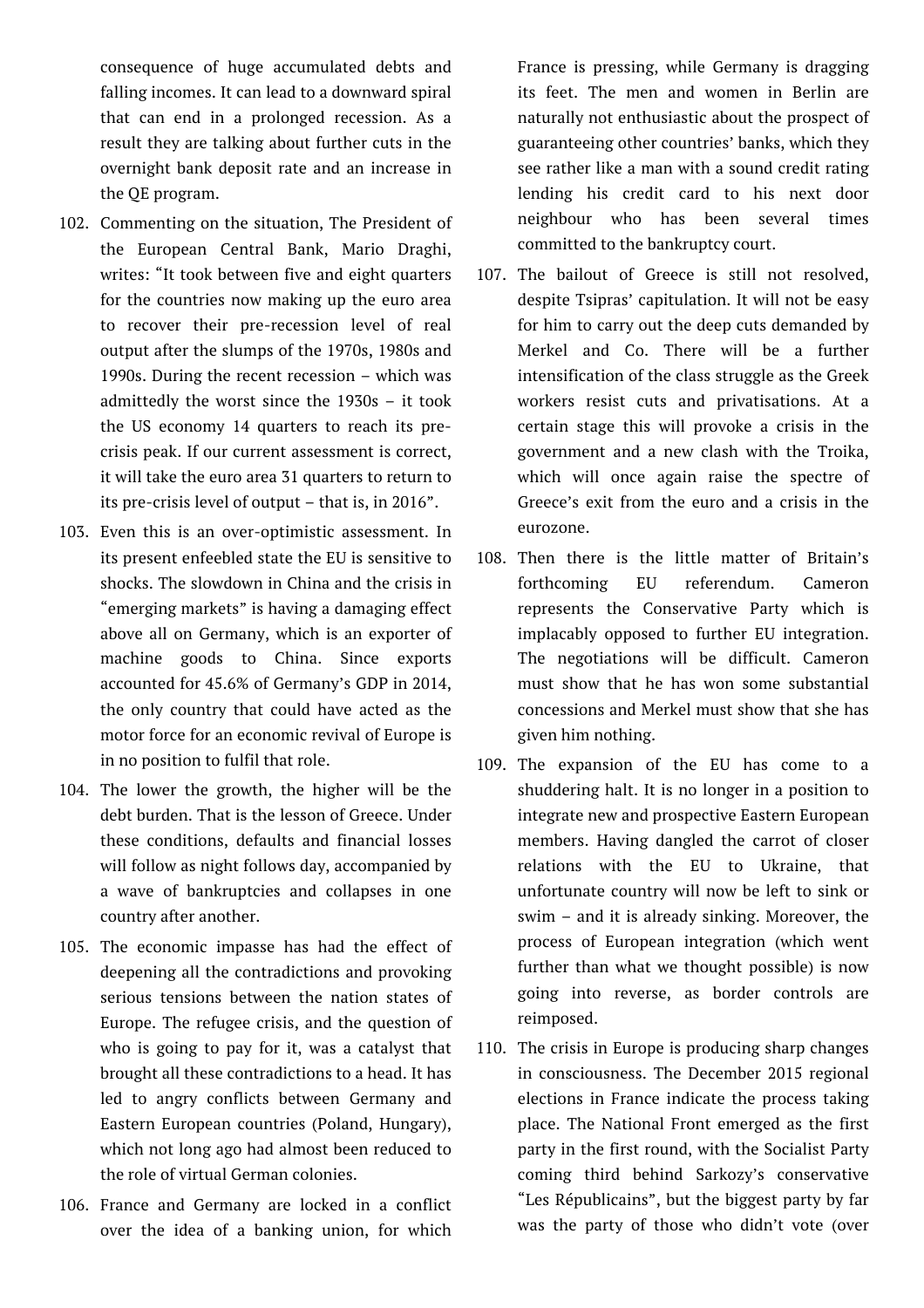consequence of huge accumulated debts and falling incomes. It can lead to a downward spiral that can end in a prolonged recession. As a result they are talking about further cuts in the overnight bank deposit rate and an increase in the QE program.

102. Commenting on the situation, The President of the European Central Bank, Mario Draghi, writes: "It took between five and eight quarters for the countries now making up the euro area to recover their pre-recession level of real output after the slumps of the 1970s, 1980s and 1990s. During the recent recession – which was admittedly the worst since the 1930s – it took the US economy 14 quarters to reach its pre-crisis peak. If our current assessment is correct, it will take the euro area 31 quarters to return to its pre-crisis level of output – that is, in 2016".

103. Even this is an over-optimistic assessment. In its present enfeebled state the EU is sensitive to shocks. The slowdown in China and the crisis in "emerging markets" is having a damaging effect above all on Germany, which is an exporter of machine goods to China. Since exports accounted for 45.6% of Germany's GDP in 2014, the only country that could have acted as the motor force for an economic revival of Europe is in no position to fulfil that role.

104. The lower the growth, the higher will be the debt burden. That is the lesson of Greece. Under these conditions, defaults and financial losses will follow as night follows day, accompanied by a wave of bankruptcies and collapses in one country after another.

105. The economic impasse has had the effect of deepening all the contradictions and provoking serious tensions between the nation states of Europe. The refugee crisis, and the question of who is going to pay for it, was a catalyst that brought all these contradictions to a head. It has led to angry conflicts between Germany and Eastern European countries (Poland, Hungary), which not long ago had almost been reduced to the role of virtual German colonies.

106. France and Germany are locked in a conflict over the idea of a banking union, for which France is pressing, while Germany is dragging its feet. The men and women in Berlin are naturally not enthusiastic about the prospect of guaranteeing other countries' banks, which they see rather like a man with a sound credit rating lending his credit card to his next door neighbour who has been several times committed to the bankruptcy court.

107. The bailout of Greece is still not resolved, despite Tsipras' capitulation. It will not be easy for him to carry out the deep cuts demanded by Merkel and Co. There will be a further intensification of the class struggle as the Greek workers resist cuts and privatisations. At a certain stage this will provoke a crisis in the government and a new clash with the Troika, which will once again raise the spectre of Greece's exit from the euro and a crisis in the eurozone.

108. Then there is the little matter of Britain's forthcoming EU referendum. Cameron represents the Conservative Party which is implacably opposed to further EU integration. The negotiations will be difficult. Cameron must show that he has won some substantial concessions and Merkel must show that she has given him nothing.

109. The expansion of the EU has come to a shuddering halt. It is no longer in a position to integrate new and prospective Eastern European members. Having dangled the carrot of closer relations with the EU to Ukraine, that unfortunate country will now be left to sink or swim – and it is already sinking. Moreover, the process of European integration (which went further than what we thought possible) is now going into reverse, as border controls are reimposed.

110. The crisis in Europe is producing sharp changes in consciousness. The December 2015 regional elections in France indicate the process taking place. The National Front emerged as the first party in the first round, with the Socialist Party coming third behind Sarkozy's conservative "Les Républicains", but the biggest party by far was the party of those who didn't vote (over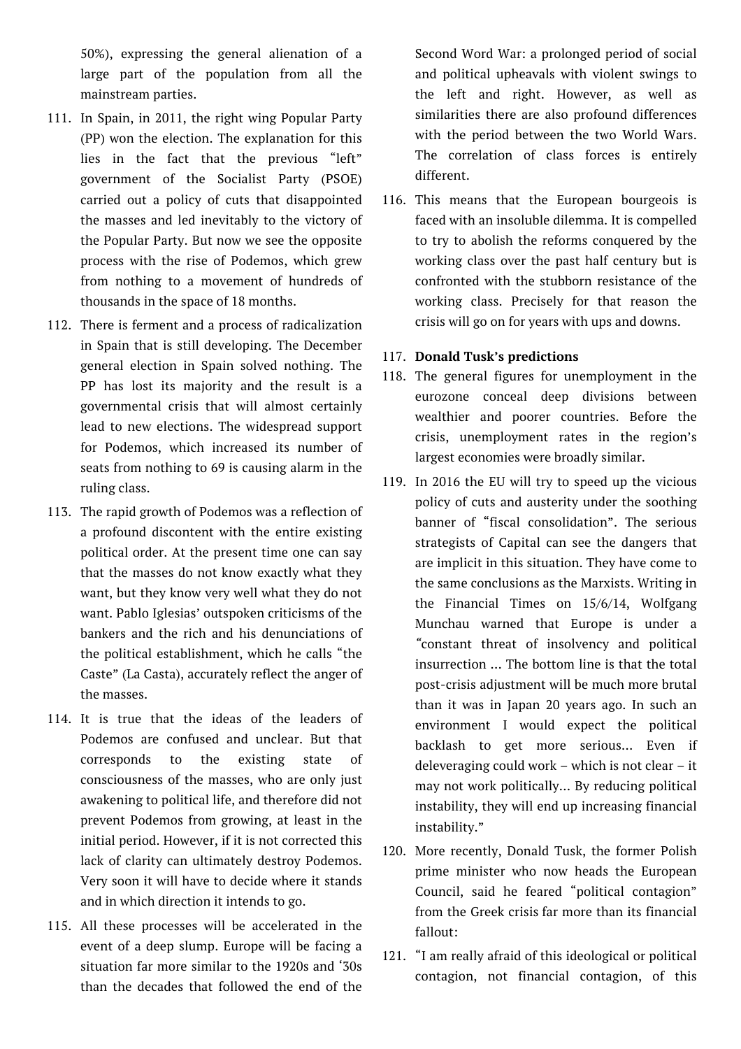50%), expressing the general alienation of a large part of the population from all the mainstream parties.

111. In Spain, in 2011, the right wing Popular Party (PP) won the election. The explanation for this lies in the fact that the previous "left" government of the Socialist Party (PSOE) carried out a policy of cuts that disappointed the masses and led inevitably to the victory of the Popular Party. But now we see the opposite process with the rise of Podemos, which grew from nothing to a movement of hundreds of thousands in the space of 18 months.

112. There is ferment and a process of radicalization in Spain that is still developing. The December general election in Spain solved nothing. The PP has lost its majority and the result is a governmental crisis that will almost certainly lead to new elections. The widespread support for Podemos, which increased its number of seats from nothing to 69 is causing alarm in the ruling class.

113. The rapid growth of Podemos was a reflection of a profound discontent with the entire existing political order. At the present time one can say that the masses do not know exactly what they want, but they know very well what they do not want. Pablo Iglesias' outspoken criticisms of the bankers and the rich and his denunciations of the political establishment, which he calls "the Caste" (La Casta), accurately reflect the anger of the masses.

114. It is true that the ideas of the leaders of Podemos are confused and unclear. But that corresponds to the existing state of consciousness of the masses, who are only just awakening to political life, and therefore did not prevent Podemos from growing, at least in the initial period. However, if it is not corrected this lack of clarity can ultimately destroy Podemos. Very soon it will have to decide where it stands and in which direction it intends to go.

115. All these processes will be accelerated in the event of a deep slump. Europe will be facing a situation far more similar to the 1920s and '30s than the decades that followed the end of the Second Word War: a prolonged period of social and political upheavals with violent swings to the left and right. However, as well as similarities there are also profound differences with the period between the two World Wars. The correlation of class forces is entirely different.

116. This means that the European bourgeois is faced with an insoluble dilemma. It is compelled to try to abolish the reforms conquered by the working class over the past half century but is confronted with the stubborn resistance of the working class. Precisely for that reason the crisis will go on for years with ups and downs.

117. **Donald Tusk's predictions**

118. The general figures for unemployment in the eurozone conceal deep divisions between wealthier and poorer countries. Before the crisis, unemployment rates in the region's largest economies were broadly similar.

119. In 2016 the EU will try to speed up the vicious policy of cuts and austerity under the soothing banner of "fiscal consolidation". The serious strategists of Capital can see the dangers that are implicit in this situation. They have come to the same conclusions as the Marxists. Writing in the Financial Times on 15/6/14, Wolfgang Munchau warned that Europe is under a *"*constant threat of insolvency and political insurrection … The bottom line is that the total post-crisis adjustment will be much more brutal than it was in Japan 20 years ago. In such an environment I would expect the political backlash to get more serious… Even if deleveraging could work – which is not clear – it may not work politically… By reducing political instability, they will end up increasing financial instability."

120. More recently, Donald Tusk, the former Polish prime minister who now heads the European Council, said he feared "political contagion" from the Greek crisis far more than its financial fallout:

121. "I am really afraid of this ideological or political contagion, not financial contagion, of this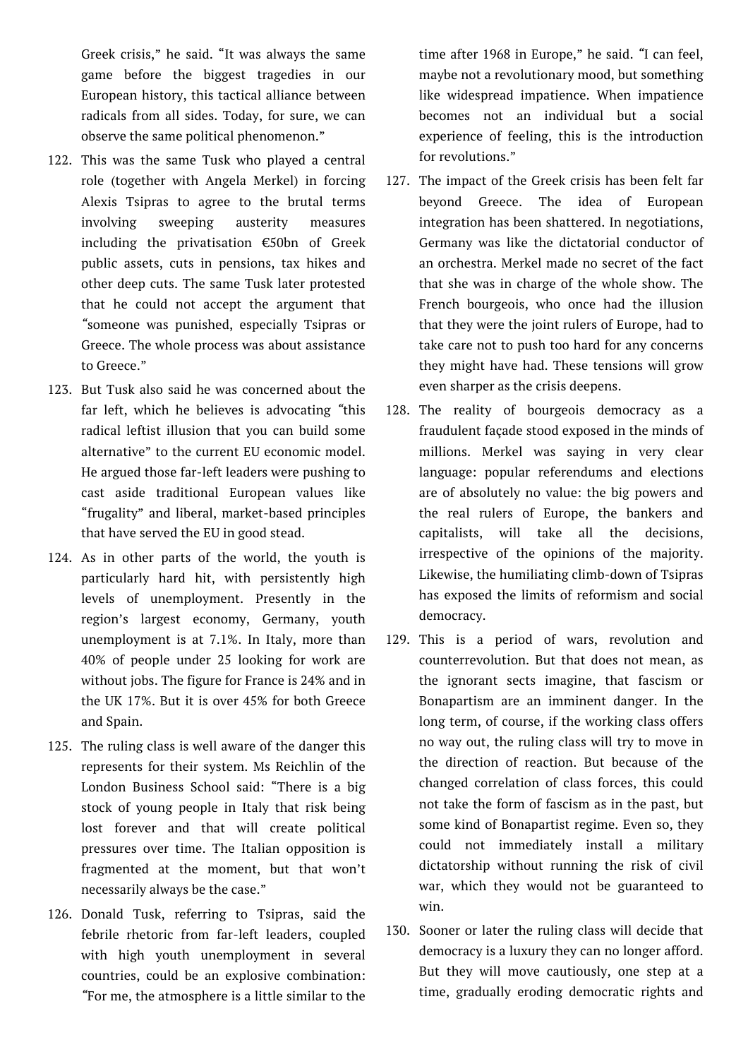Greek crisis," he said. "It was always the same game before the biggest tragedies in our European history, this tactical alliance between radicals from all sides. Today, for sure, we can observe the same political phenomenon."

122. This was the same Tusk who played a central role (together with Angela Merkel) in forcing Alexis Tsipras to agree to the brutal terms involving sweeping austerity measures including the privatisation €50bn of Greek public assets, cuts in pensions, tax hikes and other deep cuts. The same Tusk later protested that he could not accept the argument that "someone was punished, especially Tsipras or Greece. The whole process was about assistance to Greece."

123. But Tusk also said he was concerned about the far left, which he believes is advocating "this radical leftist illusion that you can build some alternative" to the current EU economic model. He argued those far-left leaders were pushing to cast aside traditional European values like "frugality" and liberal, market-based principles that have served the EU in good stead.

124. As in other parts of the world, the youth is particularly hard hit, with persistently high levels of unemployment. Presently in the region's largest economy, Germany, youth unemployment is at 7.1%. In Italy, more than 40% of people under 25 looking for work are without jobs. The figure for France is 24% and in the UK 17%. But it is over 45% for both Greece and Spain.

125. The ruling class is well aware of the danger this represents for their system. Ms Reichlin of the London Business School said: "There is a big stock of young people in Italy that risk being lost forever and that will create political pressures over time. The Italian opposition is fragmented at the moment, but that won't necessarily always be the case."

126. Donald Tusk, referring to Tsipras, said the febrile rhetoric from far-left leaders, coupled with high youth unemployment in several countries, could be an explosive combination: "For me, the atmosphere is a little similar to the time after 1968 in Europe," he said. "I can feel, maybe not a revolutionary mood, but something like widespread impatience. When impatience becomes not an individual but a social experience of feeling, this is the introduction for revolutions."

127. The impact of the Greek crisis has been felt far beyond Greece. The idea of European integration has been shattered. In negotiations, Germany was like the dictatorial conductor of an orchestra. Merkel made no secret of the fact that she was in charge of the whole show. The French bourgeois, who once had the illusion that they were the joint rulers of Europe, had to take care not to push too hard for any concerns they might have had. These tensions will grow even sharper as the crisis deepens.

128. The reality of bourgeois democracy as a fraudulent façade stood exposed in the minds of millions. Merkel was saying in very clear language: popular referendums and elections are of absolutely no value: the big powers and the real rulers of Europe, the bankers and capitalists, will take all the decisions, irrespective of the opinions of the majority. Likewise, the humiliating climb-down of Tsipras has exposed the limits of reformism and social democracy.

129. This is a period of wars, revolution and counterrevolution. But that does not mean, as the ignorant sects imagine, that fascism or Bonapartism are an imminent danger. In the long term, of course, if the working class offers no way out, the ruling class will try to move in the direction of reaction. But because of the changed correlation of class forces, this could not take the form of fascism as in the past, but some kind of Bonapartist regime. Even so, they could not immediately install a military dictatorship without running the risk of civil war, which they would not be guaranteed to win.

130. Sooner or later the ruling class will decide that democracy is a luxury they can no longer afford. But they will move cautiously, one step at a time, gradually eroding democratic rights and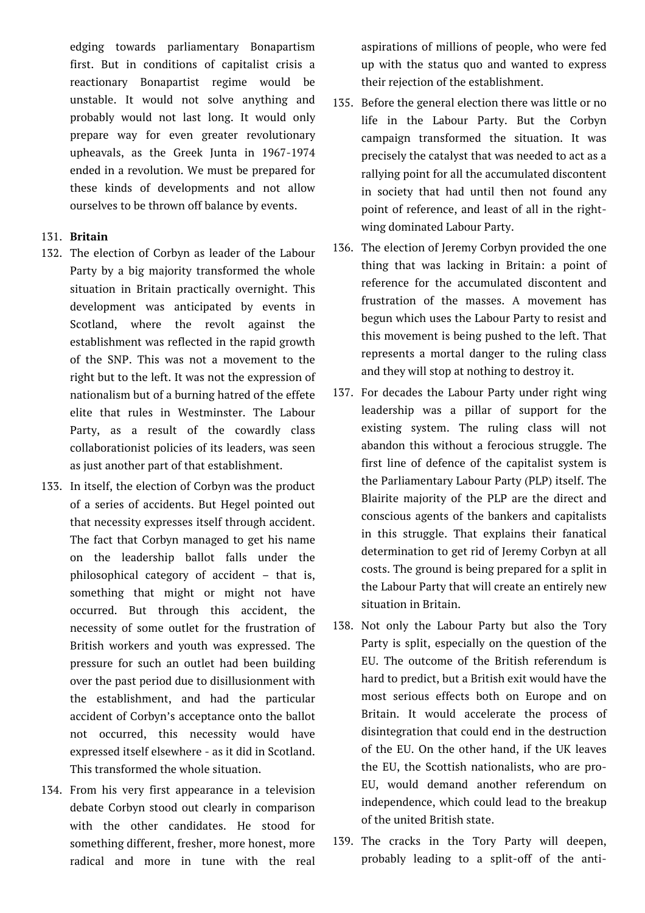edging towards parliamentary Bonapartism first. But in conditions of capitalist crisis a reactionary Bonapartist regime would be unstable. It would not solve anything and probably would not last long. It would only prepare way for even greater revolutionary upheavals, as the Greek Junta in 1967-1974 ended in a revolution. We must be prepared for these kinds of developments and not allow ourselves to be thrown off balance by events.

131. **Britain**

132. The election of Corbyn as leader of the Labour Party by a big majority transformed the whole situation in Britain practically overnight. This development was anticipated by events in Scotland, where the revolt against the establishment was reflected in the rapid growth of the SNP. This was not a movement to the right but to the left. It was not the expression of nationalism but of a burning hatred of the effete elite that rules in Westminster. The Labour Party, as a result of the cowardly class collaborationist policies of its leaders, was seen as just another part of that establishment.

133. In itself, the election of Corbyn was the product of a series of accidents. But Hegel pointed out that necessity expresses itself through accident. The fact that Corbyn managed to get his name on the leadership ballot falls under the philosophical category of accident – that is, something that might or might not have occurred. But through this accident, the necessity of some outlet for the frustration of British workers and youth was expressed. The pressure for such an outlet had been building over the past period due to disillusionment with the establishment, and had the particular accident of Corbyn's acceptance onto the ballot not occurred, this necessity would have expressed itself elsewhere - as it did in Scotland. This transformed the whole situation.

134. From his very first appearance in a television debate Corbyn stood out clearly in comparison with the other candidates. He stood for something different, fresher, more honest, more radical and more in tune with the real aspirations of millions of people, who were fed up with the status quo and wanted to express their rejection of the establishment.

135. Before the general election there was little or no life in the Labour Party. But the Corbyn campaign transformed the situation. It was precisely the catalyst that was needed to act as a rallying point for all the accumulated discontent in society that had until then not found any point of reference, and least of all in the right-wing dominated Labour Party.

136. The election of Jeremy Corbyn provided the one thing that was lacking in Britain: a point of reference for the accumulated discontent and frustration of the masses. A movement has begun which uses the Labour Party to resist and this movement is being pushed to the left. That represents a mortal danger to the ruling class and they will stop at nothing to destroy it.

137. For decades the Labour Party under right wing leadership was a pillar of support for the existing system. The ruling class will not abandon this without a ferocious struggle. The first line of defence of the capitalist system is the Parliamentary Labour Party (PLP) itself. The Blairite majority of the PLP are the direct and conscious agents of the bankers and capitalists in this struggle. That explains their fanatical determination to get rid of Jeremy Corbyn at all costs. The ground is being prepared for a split in the Labour Party that will create an entirely new situation in Britain.

138. Not only the Labour Party but also the Tory Party is split, especially on the question of the EU. The outcome of the British referendum is hard to predict, but a British exit would have the most serious effects both on Europe and on Britain. It would accelerate the process of disintegration that could end in the destruction of the EU. On the other hand, if the UK leaves the EU, the Scottish nationalists, who are pro-EU, would demand another referendum on independence, which could lead to the breakup of the united British state.

139. The cracks in the Tory Party will deepen, probably leading to a split-off of the anti-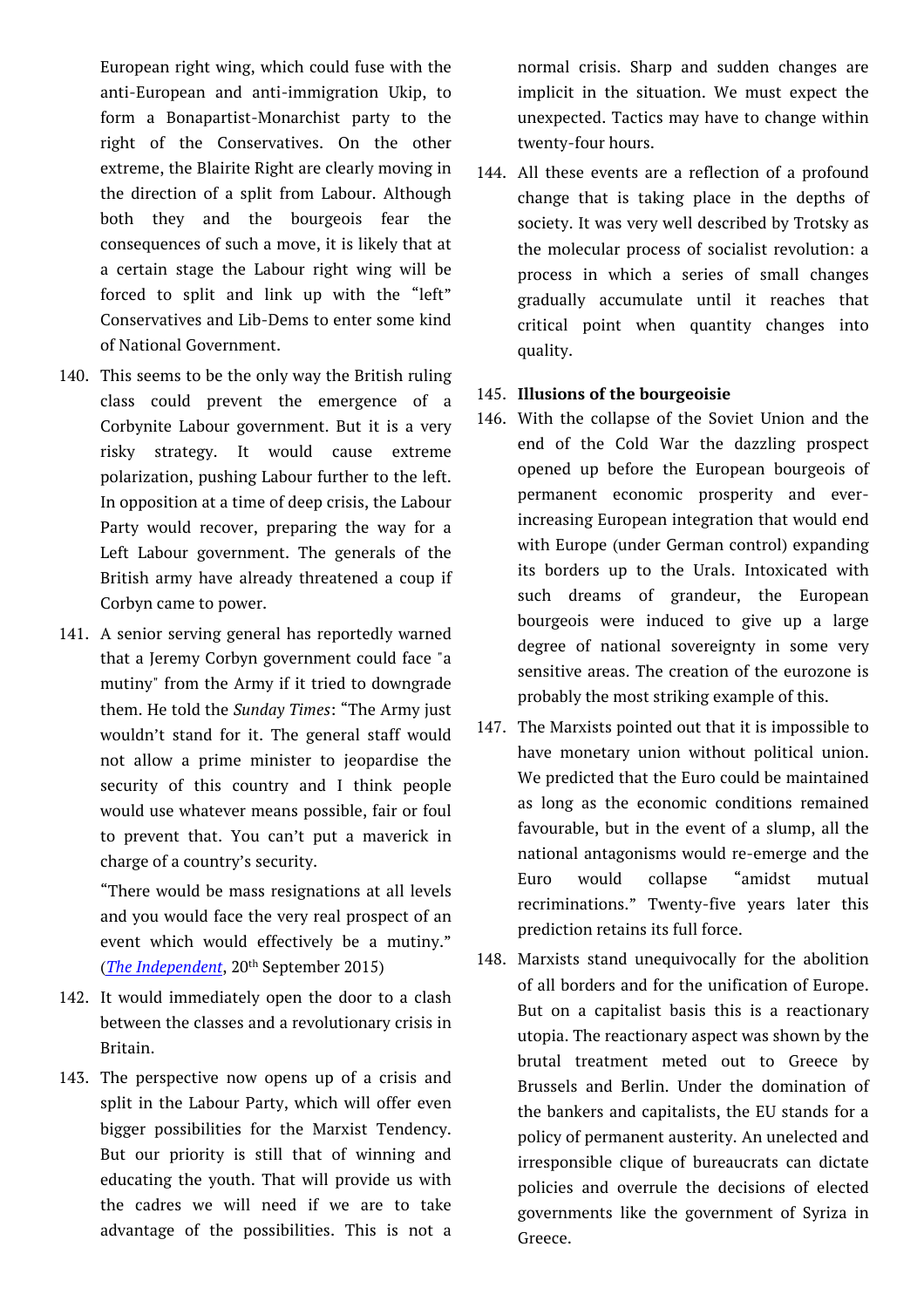European right wing, which could fuse with the anti-European and anti-immigration Ukip, to form a Bonapartist-Monarchist party to the right of the Conservatives. On the other extreme, the Blairite Right are clearly moving in the direction of a split from Labour. Although both they and the bourgeois fear the consequences of such a move, it is likely that at a certain stage the Labour right wing will be forced to split and link up with the "left" Conservatives and Lib-Dems to enter some kind of National Government.

140. This seems to be the only way the British ruling class could prevent the emergence of a Corbynite Labour government. But it is a very risky strategy. It would cause extreme polarization, pushing Labour further to the left. In opposition at a time of deep crisis, the Labour Party would recover, preparing the way for a Left Labour government. The generals of the British army have already threatened a coup if Corbyn came to power.

141. A senior serving general has reportedly warned that a Jeremy Corbyn government could face "a mutiny" from the Army if it tried to downgrade them. He told the *Sunday Times*: "The Army just wouldn't stand for it. The general staff would not allow a prime minister to jeopardise the security of this country and I think people would use whatever means possible, fair or foul to prevent that. You can't put a maverick in charge of a country's security.

     "There would be mass resignations at all levels and you would face the very real prospect of an event which would effectively be a mutiny." (*The Independent*, 20th September 2015)

142. It would immediately open the door to a clash between the classes and a revolutionary crisis in Britain.

143. The perspective now opens up of a crisis and split in the Labour Party, which will offer even bigger possibilities for the Marxist Tendency. But our priority is still that of winning and educating the youth. That will provide us with the cadres we will need if we are to take advantage of the possibilities. This is not a normal crisis. Sharp and sudden changes are implicit in the situation. We must expect the unexpected. Tactics may have to change within twenty-four hours.

144. All these events are a reflection of a profound change that is taking place in the depths of society. It was very well described by Trotsky as the molecular process of socialist revolution: a process in which a series of small changes gradually accumulate until it reaches that critical point when quantity changes into quality.

145. **Illusions of the bourgeoisie**

146. With the collapse of the Soviet Union and the end of the Cold War the dazzling prospect opened up before the European bourgeois of permanent economic prosperity and ever-increasing European integration that would end with Europe (under German control) expanding its borders up to the Urals. Intoxicated with such dreams of grandeur, the European bourgeois were induced to give up a large degree of national sovereignty in some very sensitive areas. The creation of the eurozone is probably the most striking example of this.

147. The Marxists pointed out that it is impossible to have monetary union without political union. We predicted that the Euro could be maintained as long as the economic conditions remained favourable, but in the event of a slump, all the national antagonisms would re-emerge and the Euro would collapse "amidst mutual recriminations." Twenty-five years later this prediction retains its full force.

148. Marxists stand unequivocally for the abolition of all borders and for the unification of Europe. But on a capitalist basis this is a reactionary utopia. The reactionary aspect was shown by the brutal treatment meted out to Greece by Brussels and Berlin. Under the domination of the bankers and capitalists, the EU stands for a policy of permanent austerity. An unelected and irresponsible clique of bureaucrats can dictate policies and overrule the decisions of elected governments like the government of Syriza in Greece.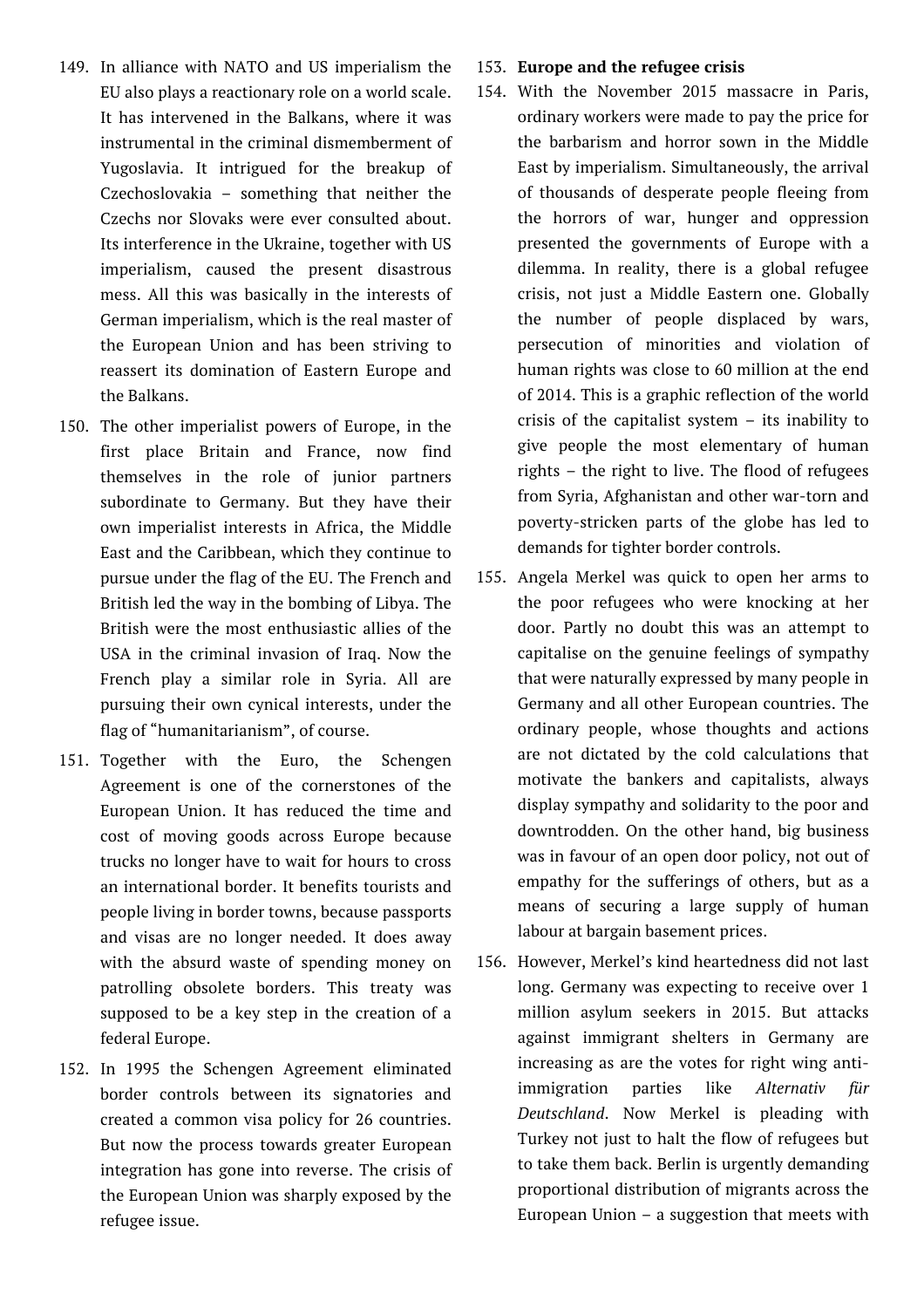149. In alliance with NATO and US imperialism the EU also plays a reactionary role on a world scale. It has intervened in the Balkans, where it was instrumental in the criminal dismemberment of Yugoslavia. It intrigued for the breakup of Czechoslovakia – something that neither the Czechs nor Slovaks were ever consulted about. Its interference in the Ukraine, together with US imperialism, caused the present disastrous mess. All this was basically in the interests of German imperialism, which is the real master of the European Union and has been striving to reassert its domination of Eastern Europe and the Balkans.

150. The other imperialist powers of Europe, in the first place Britain and France, now find themselves in the role of junior partners subordinate to Germany. But they have their own imperialist interests in Africa, the Middle East and the Caribbean, which they continue to pursue under the flag of the EU. The French and British led the way in the bombing of Libya. The British were the most enthusiastic allies of the USA in the criminal invasion of Iraq. Now the French play a similar role in Syria. All are pursuing their own cynical interests, under the flag of "humanitarianism", of course.

151. Together with the Euro, the Schengen Agreement is one of the cornerstones of the European Union. It has reduced the time and cost of moving goods across Europe because trucks no longer have to wait for hours to cross an international border. It benefits tourists and people living in border towns, because passports and visas are no longer needed. It does away with the absurd waste of spending money on patrolling obsolete borders. This treaty was supposed to be a key step in the creation of a federal Europe.

152. In 1995 the Schengen Agreement eliminated border controls between its signatories and created a common visa policy for 26 countries. But now the process towards greater European integration has gone into reverse. The crisis of the European Union was sharply exposed by the refugee issue.

153. **Europe and the refugee crisis**

154. With the November 2015 massacre in Paris, ordinary workers were made to pay the price for the barbarism and horror sown in the Middle East by imperialism. Simultaneously, the arrival of thousands of desperate people fleeing from the horrors of war, hunger and oppression presented the governments of Europe with a dilemma. In reality, there is a global refugee crisis, not just a Middle Eastern one. Globally the number of people displaced by wars, persecution of minorities and violation of human rights was close to 60 million at the end of 2014. This is a graphic reflection of the world crisis of the capitalist system – its inability to give people the most elementary of human rights – the right to live. The flood of refugees from Syria, Afghanistan and other war-torn and poverty-stricken parts of the globe has led to demands for tighter border controls.

155. Angela Merkel was quick to open her arms to the poor refugees who were knocking at her door. Partly no doubt this was an attempt to capitalise on the genuine feelings of sympathy that were naturally expressed by many people in Germany and all other European countries. The ordinary people, whose thoughts and actions are not dictated by the cold calculations that motivate the bankers and capitalists, always display sympathy and solidarity to the poor and downtrodden. On the other hand, big business was in favour of an open door policy, not out of empathy for the sufferings of others, but as a means of securing a large supply of human labour at bargain basement prices.

156. However, Merkel's kind heartedness did not last long. Germany was expecting to receive over 1 million asylum seekers in 2015. But attacks against immigrant shelters in Germany are increasing as are the votes for right wing anti-immigration parties like *Alternativ für Deutschland*. Now Merkel is pleading with Turkey not just to halt the flow of refugees but to take them back. Berlin is urgently demanding proportional distribution of migrants across the European Union – a suggestion that meets with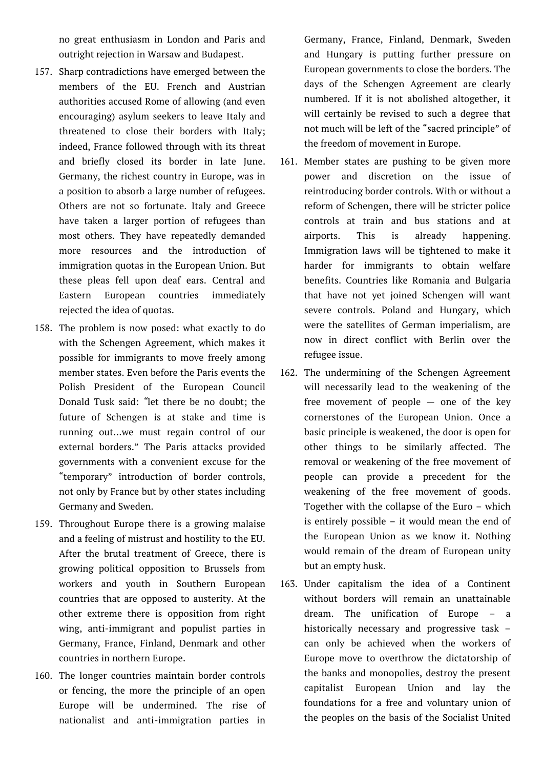no great enthusiasm in London and Paris and outright rejection in Warsaw and Budapest.

157. Sharp contradictions have emerged between the members of the EU. French and Austrian authorities accused Rome of allowing (and even encouraging) asylum seekers to leave Italy and threatened to close their borders with Italy; indeed, France followed through with its threat and briefly closed its border in late June. Germany, the richest country in Europe, was in a position to absorb a large number of refugees. Others are not so fortunate. Italy and Greece have taken a larger portion of refugees than most others. They have repeatedly demanded more resources and the introduction of immigration quotas in the European Union. But these pleas fell upon deaf ears. Central and Eastern European countries immediately rejected the idea of quotas.

158. The problem is now posed: what exactly to do with the Schengen Agreement, which makes it possible for immigrants to move freely among member states. Even before the Paris events the Polish President of the European Council Donald Tusk said: "let there be no doubt; the future of Schengen is at stake and time is running out…we must regain control of our external borders." The Paris attacks provided governments with a convenient excuse for the "temporary" introduction of border controls, not only by France but by other states including Germany and Sweden.

159. Throughout Europe there is a growing malaise and a feeling of mistrust and hostility to the EU. After the brutal treatment of Greece, there is growing political opposition to Brussels from workers and youth in Southern European countries that are opposed to austerity. At the other extreme there is opposition from right wing, anti-immigrant and populist parties in Germany, France, Finland, Denmark and other countries in northern Europe.

160. The longer countries maintain border controls or fencing, the more the principle of an open Europe will be undermined. The rise of nationalist and anti-immigration parties in Germany, France, Finland, Denmark, Sweden and Hungary is putting further pressure on European governments to close the borders. The days of the Schengen Agreement are clearly numbered. If it is not abolished altogether, it will certainly be revised to such a degree that not much will be left of the "sacred principle" of the freedom of movement in Europe.

161. Member states are pushing to be given more power and discretion on the issue of reintroducing border controls. With or without a reform of Schengen, there will be stricter police controls at train and bus stations and at airports. This is already happening. Immigration laws will be tightened to make it harder for immigrants to obtain welfare benefits. Countries like Romania and Bulgaria that have not yet joined Schengen will want severe controls. Poland and Hungary, which were the satellites of German imperialism, are now in direct conflict with Berlin over the refugee issue.

162. The undermining of the Schengen Agreement will necessarily lead to the weakening of the free movement of people — one of the key cornerstones of the European Union. Once a basic principle is weakened, the door is open for other things to be similarly affected. The removal or weakening of the free movement of people can provide a precedent for the weakening of the free movement of goods. Together with the collapse of the Euro – which is entirely possible – it would mean the end of the European Union as we know it. Nothing would remain of the dream of European unity but an empty husk.

163. Under capitalism the idea of a Continent without borders will remain an unattainable dream. The unification of Europe – a historically necessary and progressive task – can only be achieved when the workers of Europe move to overthrow the dictatorship of the banks and monopolies, destroy the present capitalist European Union and lay the foundations for a free and voluntary union of the peoples on the basis of the Socialist United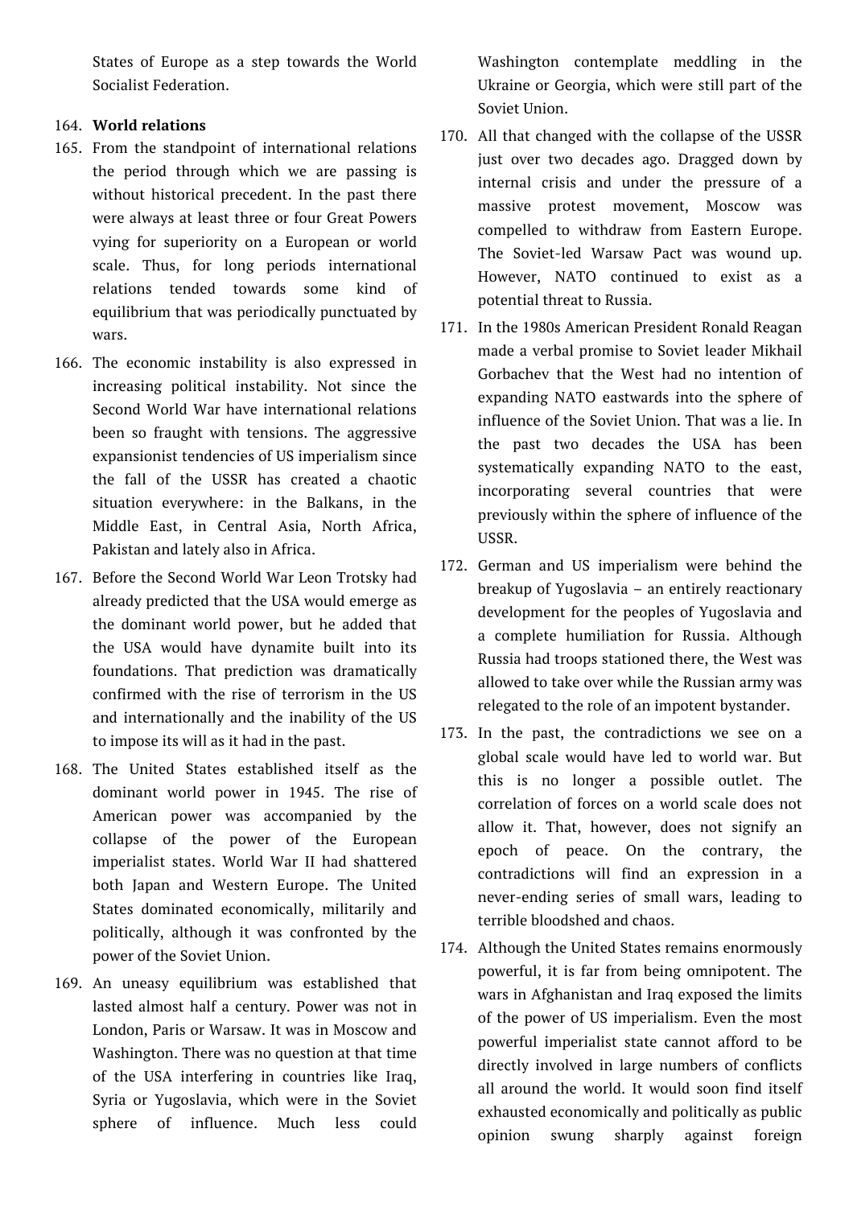States of Europe as a step towards the World Socialist Federation.

164. **World relations**

165. From the standpoint of international relations the period through which we are passing is without historical precedent. In the past there were always at least three or four Great Powers vying for superiority on a European or world scale. Thus, for long periods international relations tended towards some kind of equilibrium that was periodically punctuated by wars.

166. The economic instability is also expressed in increasing political instability. Not since the Second World War have international relations been so fraught with tensions. The aggressive expansionist tendencies of US imperialism since the fall of the USSR has created a chaotic situation everywhere: in the Balkans, in the Middle East, in Central Asia, North Africa, Pakistan and lately also in Africa.

167. Before the Second World War Leon Trotsky had already predicted that the USA would emerge as the dominant world power, but he added that the USA would have dynamite built into its foundations. That prediction was dramatically confirmed with the rise of terrorism in the US and internationally and the inability of the US to impose its will as it had in the past.

168. The United States established itself as the dominant world power in 1945. The rise of American power was accompanied by the collapse of the power of the European imperialist states. World War II had shattered both Japan and Western Europe. The United States dominated economically, militarily and politically, although it was confronted by the power of the Soviet Union.

169. An uneasy equilibrium was established that lasted almost half a century. Power was not in London, Paris or Warsaw. It was in Moscow and Washington. There was no question at that time of the USA interfering in countries like Iraq, Syria or Yugoslavia, which were in the Soviet sphere of influence. Much less could Washington contemplate meddling in the Ukraine or Georgia, which were still part of the Soviet Union.

170. All that changed with the collapse of the USSR just over two decades ago. Dragged down by internal crisis and under the pressure of a massive protest movement, Moscow was compelled to withdraw from Eastern Europe. The Soviet-led Warsaw Pact was wound up. However, NATO continued to exist as a potential threat to Russia.

171. In the 1980s American President Ronald Reagan made a verbal promise to Soviet leader Mikhail Gorbachev that the West had no intention of expanding NATO eastwards into the sphere of influence of the Soviet Union. That was a lie. In the past two decades the USA has been systematically expanding NATO to the east, incorporating several countries that were previously within the sphere of influence of the USSR.

172. German and US imperialism were behind the breakup of Yugoslavia – an entirely reactionary development for the peoples of Yugoslavia and a complete humiliation for Russia. Although Russia had troops stationed there, the West was allowed to take over while the Russian army was relegated to the role of an impotent bystander.

173. In the past, the contradictions we see on a global scale would have led to world war. But this is no longer a possible outlet. The correlation of forces on a world scale does not allow it. That, however, does not signify an epoch of peace. On the contrary, the contradictions will find an expression in a never-ending series of small wars, leading to terrible bloodshed and chaos.

174. Although the United States remains enormously powerful, it is far from being omnipotent. The wars in Afghanistan and Iraq exposed the limits of the power of US imperialism. Even the most powerful imperialist state cannot afford to be directly involved in large numbers of conflicts all around the world. It would soon find itself exhausted economically and politically as public opinion swung sharply against foreign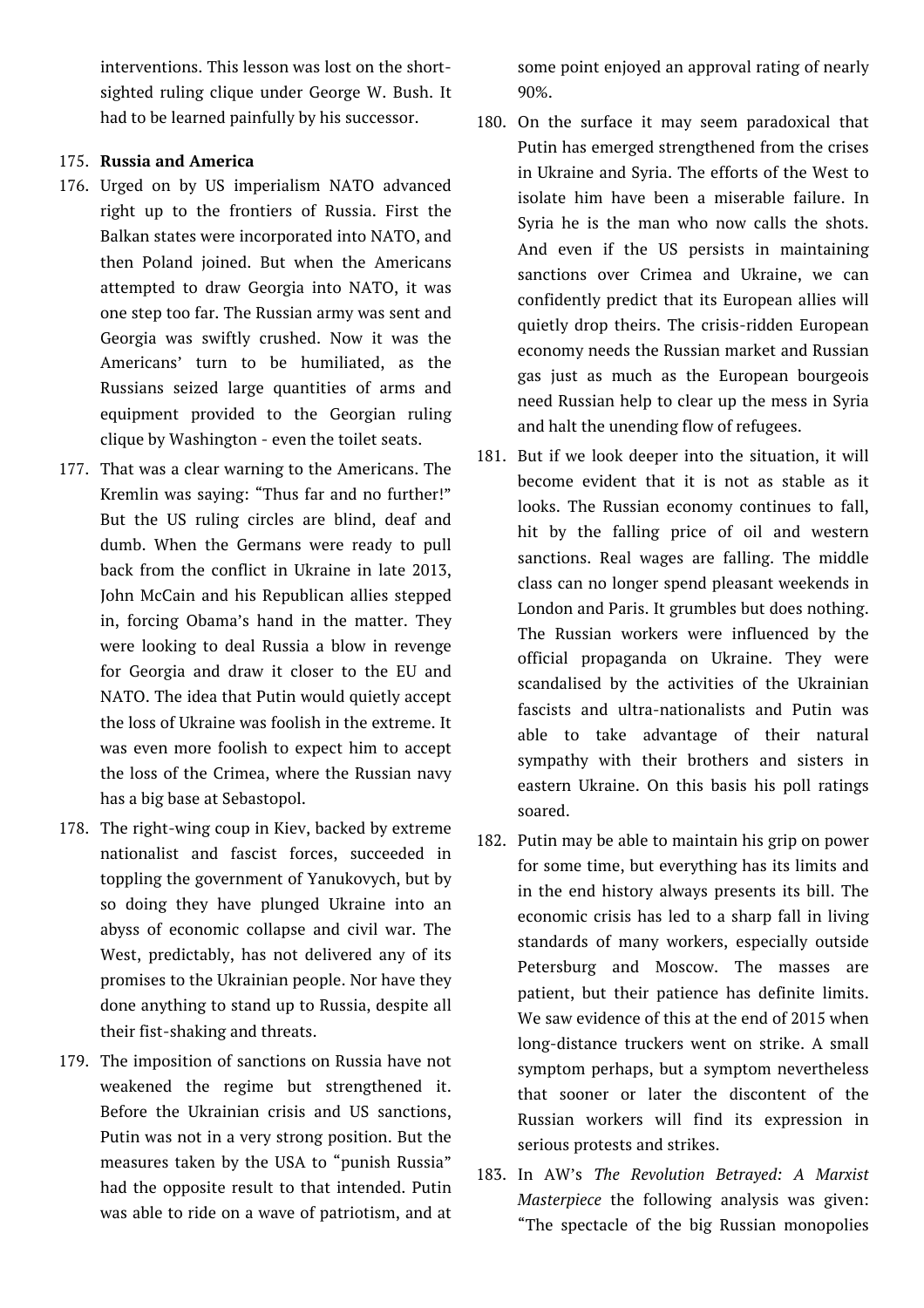interventions. This lesson was lost on the short-sighted ruling clique under George W. Bush. It had to be learned painfully by his successor.

175. **Russia and America**

176. Urged on by US imperialism NATO advanced right up to the frontiers of Russia. First the Balkan states were incorporated into NATO, and then Poland joined. But when the Americans attempted to draw Georgia into NATO, it was one step too far. The Russian army was sent and Georgia was swiftly crushed. Now it was the Americans' turn to be humiliated, as the Russians seized large quantities of arms and equipment provided to the Georgian ruling clique by Washington - even the toilet seats.

177. That was a clear warning to the Americans. The Kremlin was saying: "Thus far and no further!" But the US ruling circles are blind, deaf and dumb. When the Germans were ready to pull back from the conflict in Ukraine in late 2013, John McCain and his Republican allies stepped in, forcing Obama's hand in the matter. They were looking to deal Russia a blow in revenge for Georgia and draw it closer to the EU and NATO. The idea that Putin would quietly accept the loss of Ukraine was foolish in the extreme. It was even more foolish to expect him to accept the loss of the Crimea, where the Russian navy has a big base at Sebastopol.

178. The right-wing coup in Kiev, backed by extreme nationalist and fascist forces, succeeded in toppling the government of Yanukovych, but by so doing they have plunged Ukraine into an abyss of economic collapse and civil war. The West, predictably, has not delivered any of its promises to the Ukrainian people. Nor have they done anything to stand up to Russia, despite all their fist-shaking and threats.

179. The imposition of sanctions on Russia have not weakened the regime but strengthened it. Before the Ukrainian crisis and US sanctions, Putin was not in a very strong position. But the measures taken by the USA to "punish Russia" had the opposite result to that intended. Putin was able to ride on a wave of patriotism, and at some point enjoyed an approval rating of nearly 90%.

180. On the surface it may seem paradoxical that Putin has emerged strengthened from the crises in Ukraine and Syria. The efforts of the West to isolate him have been a miserable failure. In Syria he is the man who now calls the shots. And even if the US persists in maintaining sanctions over Crimea and Ukraine, we can confidently predict that its European allies will quietly drop theirs. The crisis-ridden European economy needs the Russian market and Russian gas just as much as the European bourgeois need Russian help to clear up the mess in Syria and halt the unending flow of refugees.

181. But if we look deeper into the situation, it will become evident that it is not as stable as it looks. The Russian economy continues to fall, hit by the falling price of oil and western sanctions. Real wages are falling. The middle class can no longer spend pleasant weekends in London and Paris. It grumbles but does nothing. The Russian workers were influenced by the official propaganda on Ukraine. They were scandalised by the activities of the Ukrainian fascists and ultra-nationalists and Putin was able to take advantage of their natural sympathy with their brothers and sisters in eastern Ukraine. On this basis his poll ratings soared.

182. Putin may be able to maintain his grip on power for some time, but everything has its limits and in the end history always presents its bill. The economic crisis has led to a sharp fall in living standards of many workers, especially outside Petersburg and Moscow. The masses are patient, but their patience has definite limits. We saw evidence of this at the end of 2015 when long-distance truckers went on strike. A small symptom perhaps, but a symptom nevertheless that sooner or later the discontent of the Russian workers will find its expression in serious protests and strikes.

183. In AW's *The Revolution Betrayed: A Marxist Masterpiece* the following analysis was given: "The spectacle of the big Russian monopolies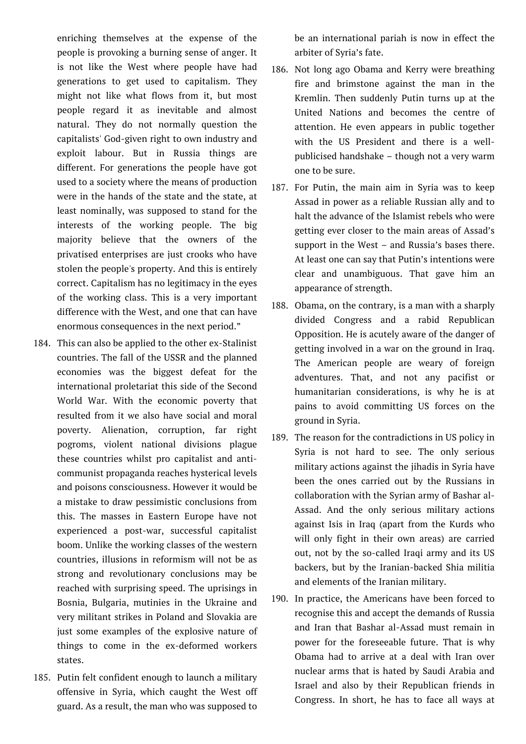enriching themselves at the expense of the people is provoking a burning sense of anger. It is not like the West where people have had generations to get used to capitalism. They might not like what flows from it, but most people regard it as inevitable and almost natural. They do not normally question the capitalists' God-given right to own industry and exploit labour. But in Russia things are different. For generations the people have got used to a society where the means of production were in the hands of the state and the state, at least nominally, was supposed to stand for the interests of the working people. The big majority believe that the owners of the privatised enterprises are just crooks who have stolen the people's property. And this is entirely correct. Capitalism has no legitimacy in the eyes of the working class. This is a very important difference with the West, and one that can have enormous consequences in the next period."

184. This can also be applied to the other ex-Stalinist countries. The fall of the USSR and the planned economies was the biggest defeat for the international proletariat this side of the Second World War. With the economic poverty that resulted from it we also have social and moral poverty. Alienation, corruption, far right pogroms, violent national divisions plague these countries whilst pro capitalist and anti-communist propaganda reaches hysterical levels and poisons consciousness. However it would be a mistake to draw pessimistic conclusions from this. The masses in Eastern Europe have not experienced a post-war, successful capitalist boom. Unlike the working classes of the western countries, illusions in reformism will not be as strong and revolutionary conclusions may be reached with surprising speed. The uprisings in Bosnia, Bulgaria, mutinies in the Ukraine and very militant strikes in Poland and Slovakia are just some examples of the explosive nature of things to come in the ex-deformed workers states.

185. Putin felt confident enough to launch a military offensive in Syria, which caught the West off guard. As a result, the man who was supposed to be an international pariah is now in effect the arbiter of Syria's fate.

186. Not long ago Obama and Kerry were breathing fire and brimstone against the man in the Kremlin. Then suddenly Putin turns up at the United Nations and becomes the centre of attention. He even appears in public together with the US President and there is a well-publicised handshake – though not a very warm one to be sure.

187. For Putin, the main aim in Syria was to keep Assad in power as a reliable Russian ally and to halt the advance of the Islamist rebels who were getting ever closer to the main areas of Assad's support in the West – and Russia's bases there. At least one can say that Putin's intentions were clear and unambiguous. That gave him an appearance of strength.

188. Obama, on the contrary, is a man with a sharply divided Congress and a rabid Republican Opposition. He is acutely aware of the danger of getting involved in a war on the ground in Iraq. The American people are weary of foreign adventures. That, and not any pacifist or humanitarian considerations, is why he is at pains to avoid committing US forces on the ground in Syria.

189. The reason for the contradictions in US policy in Syria is not hard to see. The only serious military actions against the jihadis in Syria have been the ones carried out by the Russians in collaboration with the Syrian army of Bashar al-Assad. And the only serious military actions against Isis in Iraq (apart from the Kurds who will only fight in their own areas) are carried out, not by the so-called Iraqi army and its US backers, but by the Iranian-backed Shia militia and elements of the Iranian military.

190. In practice, the Americans have been forced to recognise this and accept the demands of Russia and Iran that Bashar al-Assad must remain in power for the foreseeable future. That is why Obama had to arrive at a deal with Iran over nuclear arms that is hated by Saudi Arabia and Israel and also by their Republican friends in Congress. In short, he has to face all ways at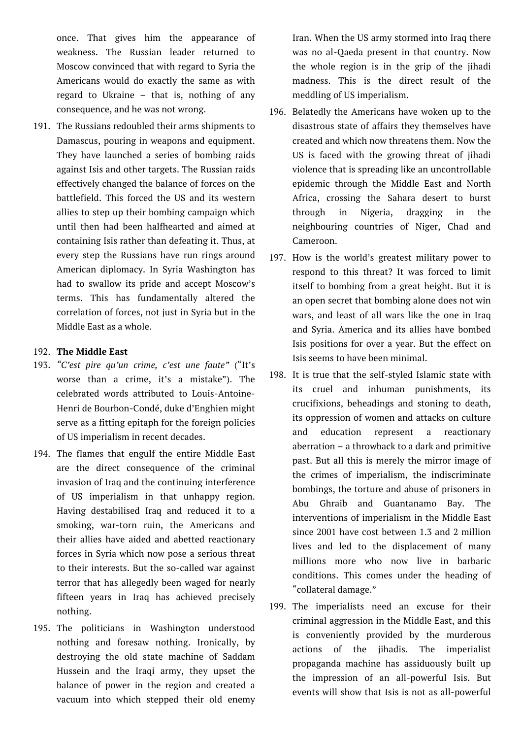once. That gives him the appearance of weakness. The Russian leader returned to Moscow convinced that with regard to Syria the Americans would do exactly the same as with regard to Ukraine – that is, nothing of any consequence, and he was not wrong.

191. The Russians redoubled their arms shipments to Damascus, pouring in weapons and equipment. They have launched a series of bombing raids against Isis and other targets. The Russian raids effectively changed the balance of forces on the battlefield. This forced the US and its western allies to step up their bombing campaign which until then had been halfhearted and aimed at containing Isis rather than defeating it. Thus, at every step the Russians have run rings around American diplomacy. In Syria Washington has had to swallow its pride and accept Moscow's terms. This has fundamentally altered the correlation of forces, not just in Syria but in the Middle East as a whole.

192. **The Middle East**

193. *"C'est pire qu'un crime, c'est une faute"* ("It's worse than a crime, it's a mistake"). The celebrated words attributed to Louis-Antoine-Henri de Bourbon-Condé, duke d'Enghien might serve as a fitting epitaph for the foreign policies of US imperialism in recent decades.

194. The flames that engulf the entire Middle East are the direct consequence of the criminal invasion of Iraq and the continuing interference of US imperialism in that unhappy region. Having destabilised Iraq and reduced it to a smoking, war-torn ruin, the Americans and their allies have aided and abetted reactionary forces in Syria which now pose a serious threat to their interests. But the so-called war against terror that has allegedly been waged for nearly fifteen years in Iraq has achieved precisely nothing.

195. The politicians in Washington understood nothing and foresaw nothing. Ironically, by destroying the old state machine of Saddam Hussein and the Iraqi army, they upset the balance of power in the region and created a vacuum into which stepped their old enemy Iran. When the US army stormed into Iraq there was no al-Qaeda present in that country. Now the whole region is in the grip of the jihadi madness. This is the direct result of the meddling of US imperialism.

196. Belatedly the Americans have woken up to the disastrous state of affairs they themselves have created and which now threatens them. Now the US is faced with the growing threat of jihadi violence that is spreading like an uncontrollable epidemic through the Middle East and North Africa, crossing the Sahara desert to burst through in Nigeria, dragging in the neighbouring countries of Niger, Chad and Cameroon.

197. How is the world's greatest military power to respond to this threat? It was forced to limit itself to bombing from a great height. But it is an open secret that bombing alone does not win wars, and least of all wars like the one in Iraq and Syria. America and its allies have bombed Isis positions for over a year. But the effect on Isis seems to have been minimal.

198. It is true that the self-styled Islamic state with its cruel and inhuman punishments, its crucifixions, beheadings and stoning to death, its oppression of women and attacks on culture and education represent a reactionary aberration – a throwback to a dark and primitive past. But all this is merely the mirror image of the crimes of imperialism, the indiscriminate bombings, the torture and abuse of prisoners in Abu Ghraib and Guantanamo Bay. The interventions of imperialism in the Middle East since 2001 have cost between 1.3 and 2 million lives and led to the displacement of many millions more who now live in barbaric conditions. This comes under the heading of "collateral damage."

199. The imperialists need an excuse for their criminal aggression in the Middle East, and this is conveniently provided by the murderous actions of the jihadis. The imperialist propaganda machine has assiduously built up the impression of an all-powerful Isis. But events will show that Isis is not as all-powerful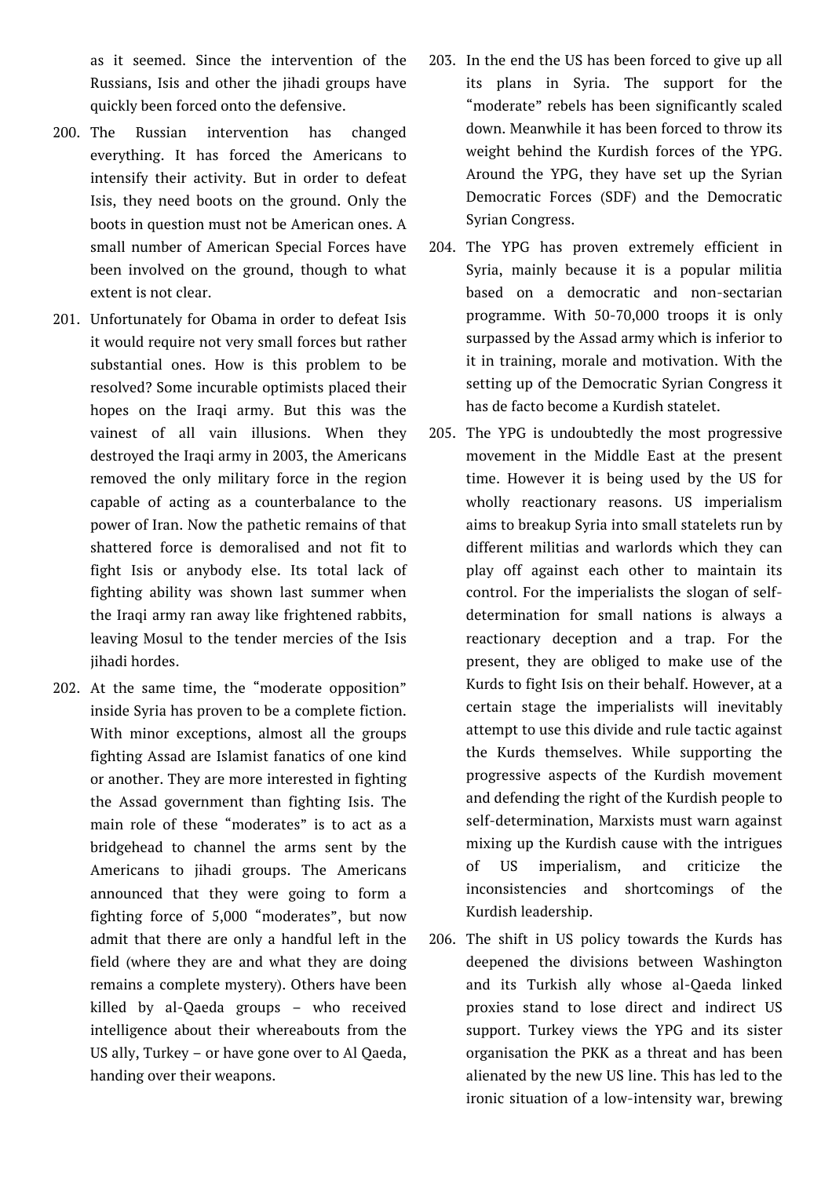as it seemed. Since the intervention of the Russians, Isis and other the jihadi groups have quickly been forced onto the defensive.

200. The Russian intervention has changed everything. It has forced the Americans to intensify their activity. But in order to defeat Isis, they need boots on the ground. Only the boots in question must not be American ones. A small number of American Special Forces have been involved on the ground, though to what extent is not clear.

201. Unfortunately for Obama in order to defeat Isis it would require not very small forces but rather substantial ones. How is this problem to be resolved? Some incurable optimists placed their hopes on the Iraqi army. But this was the vainest of all vain illusions. When they destroyed the Iraqi army in 2003, the Americans removed the only military force in the region capable of acting as a counterbalance to the power of Iran. Now the pathetic remains of that shattered force is demoralised and not fit to fight Isis or anybody else. Its total lack of fighting ability was shown last summer when the Iraqi army ran away like frightened rabbits, leaving Mosul to the tender mercies of the Isis jihadi hordes.

202. At the same time, the "moderate opposition" inside Syria has proven to be a complete fiction. With minor exceptions, almost all the groups fighting Assad are Islamist fanatics of one kind or another. They are more interested in fighting the Assad government than fighting Isis. The main role of these "moderates" is to act as a bridgehead to channel the arms sent by the Americans to jihadi groups. The Americans announced that they were going to form a fighting force of 5,000 "moderates", but now admit that there are only a handful left in the field (where they are and what they are doing remains a complete mystery). Others have been killed by al-Qaeda groups – who received intelligence about their whereabouts from the US ally, Turkey – or have gone over to Al Qaeda, handing over their weapons.

203. In the end the US has been forced to give up all its plans in Syria. The support for the "moderate" rebels has been significantly scaled down. Meanwhile it has been forced to throw its weight behind the Kurdish forces of the YPG. Around the YPG, they have set up the Syrian Democratic Forces (SDF) and the Democratic Syrian Congress.

204. The YPG has proven extremely efficient in Syria, mainly because it is a popular militia based on a democratic and non-sectarian programme. With 50-70,000 troops it is only surpassed by the Assad army which is inferior to it in training, morale and motivation. With the setting up of the Democratic Syrian Congress it has de facto become a Kurdish statelet.

205. The YPG is undoubtedly the most progressive movement in the Middle East at the present time. However it is being used by the US for wholly reactionary reasons. US imperialism aims to breakup Syria into small statelets run by different militias and warlords which they can play off against each other to maintain its control. For the imperialists the slogan of self-determination for small nations is always a reactionary deception and a trap. For the present, they are obliged to make use of the Kurds to fight Isis on their behalf. However, at a certain stage the imperialists will inevitably attempt to use this divide and rule tactic against the Kurds themselves. While supporting the progressive aspects of the Kurdish movement and defending the right of the Kurdish people to self-determination, Marxists must warn against mixing up the Kurdish cause with the intrigues of US imperialism, and criticize the inconsistencies and shortcomings of the Kurdish leadership.

206. The shift in US policy towards the Kurds has deepened the divisions between Washington and its Turkish ally whose al-Qaeda linked proxies stand to lose direct and indirect US support. Turkey views the YPG and its sister organisation the PKK as a threat and has been alienated by the new US line. This has led to the ironic situation of a low-intensity war, brewing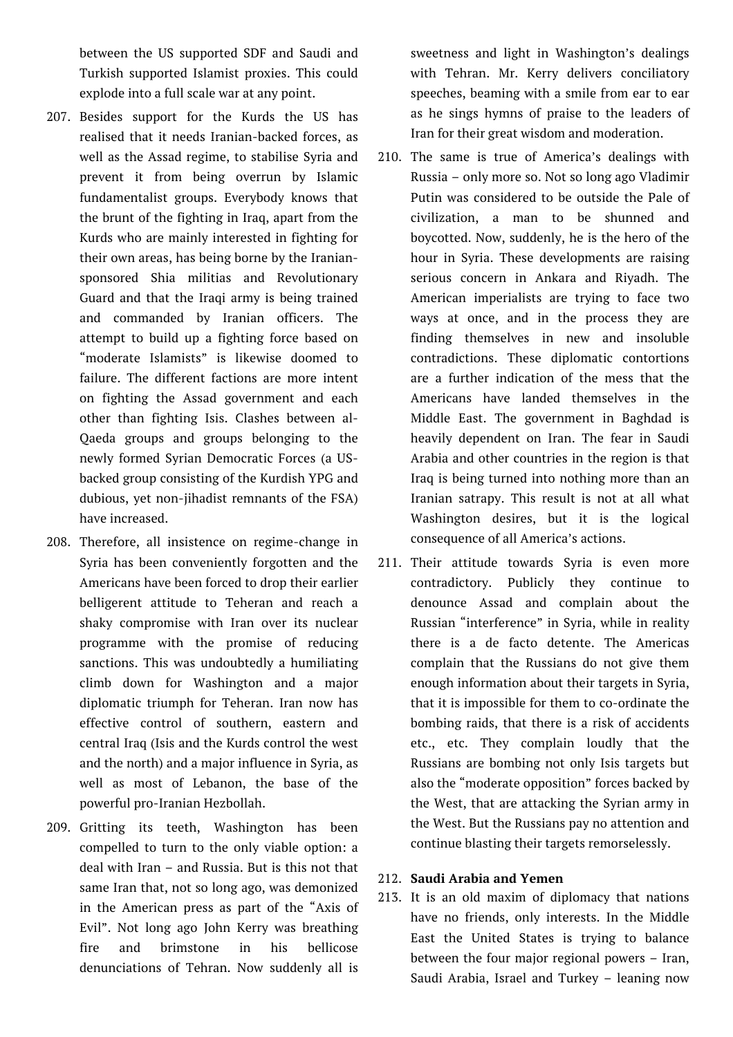between the US supported SDF and Saudi and Turkish supported Islamist proxies. This could explode into a full scale war at any point.

207. Besides support for the Kurds the US has realised that it needs Iranian-backed forces, as well as the Assad regime, to stabilise Syria and prevent it from being overrun by Islamic fundamentalist groups. Everybody knows that the brunt of the fighting in Iraq, apart from the Kurds who are mainly interested in fighting for their own areas, has being borne by the Iranian-sponsored Shia militias and Revolutionary Guard and that the Iraqi army is being trained and commanded by Iranian officers. The attempt to build up a fighting force based on "moderate Islamists" is likewise doomed to failure. The different factions are more intent on fighting the Assad government and each other than fighting Isis. Clashes between al-Qaeda groups and groups belonging to the newly formed Syrian Democratic Forces (a US-backed group consisting of the Kurdish YPG and dubious, yet non-jihadist remnants of the FSA) have increased.

208. Therefore, all insistence on regime-change in Syria has been conveniently forgotten and the Americans have been forced to drop their earlier belligerent attitude to Teheran and reach a shaky compromise with Iran over its nuclear programme with the promise of reducing sanctions. This was undoubtedly a humiliating climb down for Washington and a major diplomatic triumph for Teheran. Iran now has effective control of southern, eastern and central Iraq (Isis and the Kurds control the west and the north) and a major influence in Syria, as well as most of Lebanon, the base of the powerful pro-Iranian Hezbollah.

209. Gritting its teeth, Washington has been compelled to turn to the only viable option: a deal with Iran – and Russia. But is this not that same Iran that, not so long ago, was demonized in the American press as part of the "Axis of Evil". Not long ago John Kerry was breathing fire and brimstone in his bellicose denunciations of Tehran. Now suddenly all is sweetness and light in Washington's dealings with Tehran. Mr. Kerry delivers conciliatory speeches, beaming with a smile from ear to ear as he sings hymns of praise to the leaders of Iran for their great wisdom and moderation.

210. The same is true of America's dealings with Russia – only more so. Not so long ago Vladimir Putin was considered to be outside the Pale of civilization, a man to be shunned and boycotted. Now, suddenly, he is the hero of the hour in Syria. These developments are raising serious concern in Ankara and Riyadh. The American imperialists are trying to face two ways at once, and in the process they are finding themselves in new and insoluble contradictions. These diplomatic contortions are a further indication of the mess that the Americans have landed themselves in the Middle East. The government in Baghdad is heavily dependent on Iran. The fear in Saudi Arabia and other countries in the region is that Iraq is being turned into nothing more than an Iranian satrapy. This result is not at all what Washington desires, but it is the logical consequence of all America's actions.

211. Their attitude towards Syria is even more contradictory. Publicly they continue to denounce Assad and complain about the Russian "interference" in Syria, while in reality there is a de facto detente. The Americas complain that the Russians do not give them enough information about their targets in Syria, that it is impossible for them to co-ordinate the bombing raids, that there is a risk of accidents etc., etc. They complain loudly that the Russians are bombing not only Isis targets but also the "moderate opposition" forces backed by the West, that are attacking the Syrian army in the West. But the Russians pay no attention and continue blasting their targets remorselessly.

212. **Saudi Arabia and Yemen**

213. It is an old maxim of diplomacy that nations have no friends, only interests. In the Middle East the United States is trying to balance between the four major regional powers – Iran, Saudi Arabia, Israel and Turkey – leaning now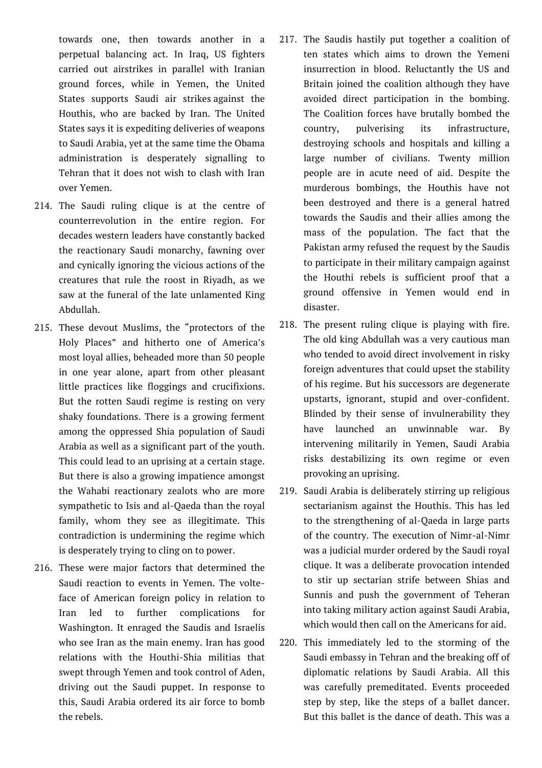towards one, then towards another in a perpetual balancing act. In Iraq, US fighters carried out airstrikes in parallel with Iranian ground forces, while in Yemen, the United States supports Saudi air strikes against the Houthis, who are backed by Iran. The United States says it is expediting deliveries of weapons to Saudi Arabia, yet at the same time the Obama administration is desperately signalling to Tehran that it does not wish to clash with Iran over Yemen.

214. The Saudi ruling clique is at the centre of counterrevolution in the entire region. For decades western leaders have constantly backed the reactionary Saudi monarchy, fawning over and cynically ignoring the vicious actions of the creatures that rule the roost in Riyadh, as we saw at the funeral of the late unlamented King Abdullah.

215. These devout Muslims, the "protectors of the Holy Places" and hitherto one of America's most loyal allies, beheaded more than 50 people in one year alone, apart from other pleasant little practices like floggings and crucifixions. But the rotten Saudi regime is resting on very shaky foundations. There is a growing ferment among the oppressed Shia population of Saudi Arabia as well as a significant part of the youth. This could lead to an uprising at a certain stage. But there is also a growing impatience amongst the Wahabi reactionary zealots who are more sympathetic to Isis and al-Qaeda than the royal family, whom they see as illegitimate. This contradiction is undermining the regime which is desperately trying to cling on to power.

216. These were major factors that determined the Saudi reaction to events in Yemen. The volte-face of American foreign policy in relation to Iran led to further complications for Washington. It enraged the Saudis and Israelis who see Iran as the main enemy. Iran has good relations with the Houthi-Shia militias that swept through Yemen and took control of Aden, driving out the Saudi puppet. In response to this, Saudi Arabia ordered its air force to bomb the rebels.

217. The Saudis hastily put together a coalition of ten states which aims to drown the Yemeni insurrection in blood. Reluctantly the US and Britain joined the coalition although they have avoided direct participation in the bombing. The Coalition forces have brutally bombed the country, pulverising its infrastructure, destroying schools and hospitals and killing a large number of civilians. Twenty million people are in acute need of aid. Despite the murderous bombings, the Houthis have not been destroyed and there is a general hatred towards the Saudis and their allies among the mass of the population. The fact that the Pakistan army refused the request by the Saudis to participate in their military campaign against the Houthi rebels is sufficient proof that a ground offensive in Yemen would end in disaster.

218. The present ruling clique is playing with fire. The old king Abdullah was a very cautious man who tended to avoid direct involvement in risky foreign adventures that could upset the stability of his regime. But his successors are degenerate upstarts, ignorant, stupid and over-confident. Blinded by their sense of invulnerability they have launched an unwinnable war. By intervening militarily in Yemen, Saudi Arabia risks destabilizing its own regime or even provoking an uprising.

219. Saudi Arabia is deliberately stirring up religious sectarianism against the Houthis. This has led to the strengthening of al-Qaeda in large parts of the country. The execution of Nimr-al-Nimr was a judicial murder ordered by the Saudi royal clique. It was a deliberate provocation intended to stir up sectarian strife between Shias and Sunnis and push the government of Teheran into taking military action against Saudi Arabia, which would then call on the Americans for aid.

220. This immediately led to the storming of the Saudi embassy in Tehran and the breaking off of diplomatic relations by Saudi Arabia. All this was carefully premeditated. Events proceeded step by step, like the steps of a ballet dancer. But this ballet is the dance of death. This was a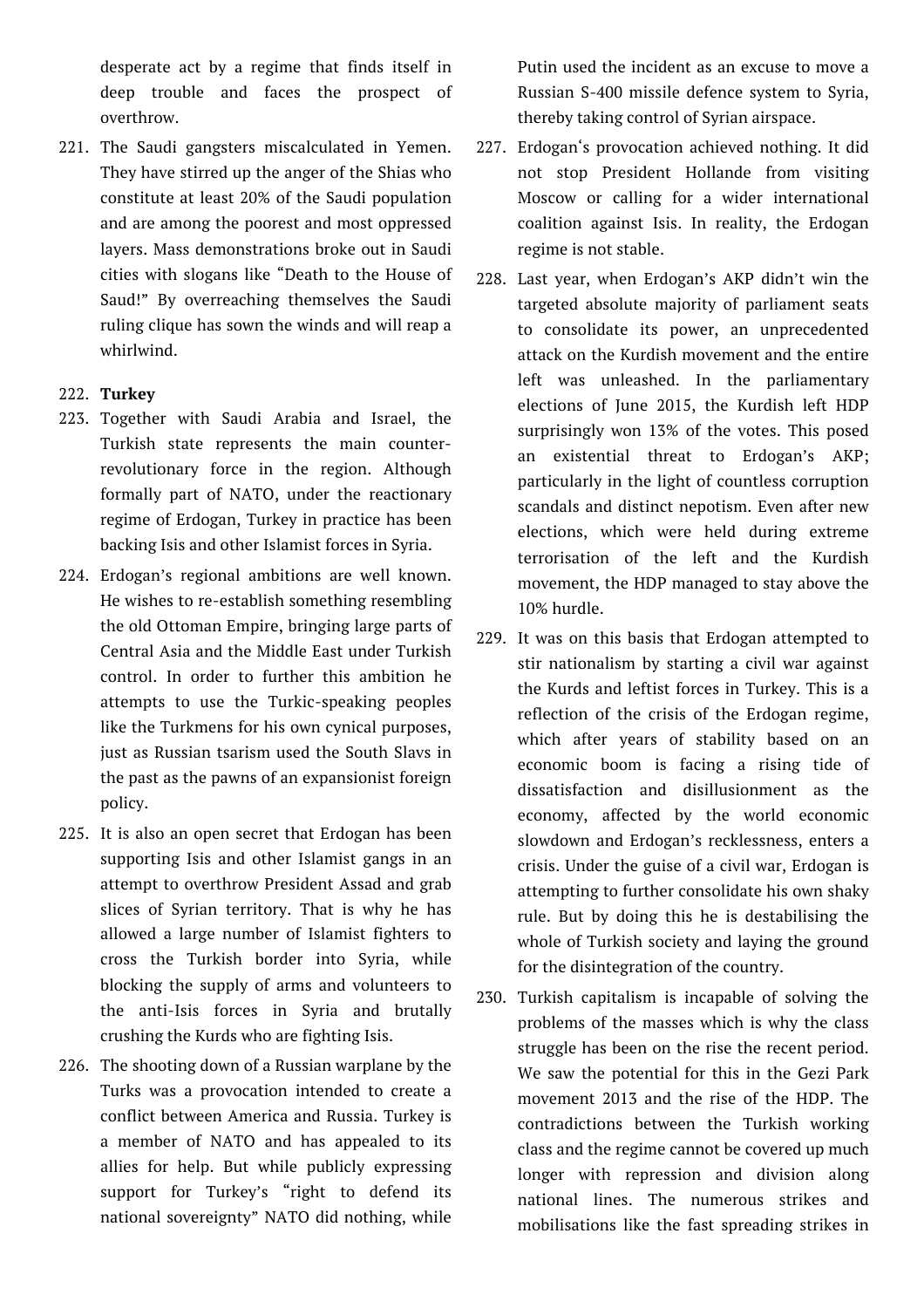desperate act by a regime that finds itself in deep trouble and faces the prospect of overthrow.

221. The Saudi gangsters miscalculated in Yemen. They have stirred up the anger of the Shias who constitute at least 20% of the Saudi population and are among the poorest and most oppressed layers. Mass demonstrations broke out in Saudi cities with slogans like "Death to the House of Saud!" By overreaching themselves the Saudi ruling clique has sown the winds and will reap a whirlwind.

222. **Turkey**

223. Together with Saudi Arabia and Israel, the Turkish state represents the main counter-revolutionary force in the region. Although formally part of NATO, under the reactionary regime of Erdogan, Turkey in practice has been backing Isis and other Islamist forces in Syria.

224. Erdogan's regional ambitions are well known. He wishes to re-establish something resembling the old Ottoman Empire, bringing large parts of Central Asia and the Middle East under Turkish control. In order to further this ambition he attempts to use the Turkic-speaking peoples like the Turkmens for his own cynical purposes, just as Russian tsarism used the South Slavs in the past as the pawns of an expansionist foreign policy.

225. It is also an open secret that Erdogan has been supporting Isis and other Islamist gangs in an attempt to overthrow President Assad and grab slices of Syrian territory. That is why he has allowed a large number of Islamist fighters to cross the Turkish border into Syria, while blocking the supply of arms and volunteers to the anti-Isis forces in Syria and brutally crushing the Kurds who are fighting Isis.

226. The shooting down of a Russian warplane by the Turks was a provocation intended to create a conflict between America and Russia. Turkey is a member of NATO and has appealed to its allies for help. But while publicly expressing support for Turkey's "right to defend its national sovereignty" NATO did nothing, while Putin used the incident as an excuse to move a Russian S-400 missile defence system to Syria, thereby taking control of Syrian airspace.

227. Erdogan's provocation achieved nothing. It did not stop President Hollande from visiting Moscow or calling for a wider international coalition against Isis. In reality, the Erdogan regime is not stable.

228. Last year, when Erdogan's AKP didn't win the targeted absolute majority of parliament seats to consolidate its power, an unprecedented attack on the Kurdish movement and the entire left was unleashed. In the parliamentary elections of June 2015, the Kurdish left HDP surprisingly won 13% of the votes. This posed an existential threat to Erdogan's AKP; particularly in the light of countless corruption scandals and distinct nepotism. Even after new elections, which were held during extreme terrorisation of the left and the Kurdish movement, the HDP managed to stay above the 10% hurdle.

229. It was on this basis that Erdogan attempted to stir nationalism by starting a civil war against the Kurds and leftist forces in Turkey. This is a reflection of the crisis of the Erdogan regime, which after years of stability based on an economic boom is facing a rising tide of dissatisfaction and disillusionment as the economy, affected by the world economic slowdown and Erdogan's recklessness, enters a crisis. Under the guise of a civil war, Erdogan is attempting to further consolidate his own shaky rule. But by doing this he is destabilising the whole of Turkish society and laying the ground for the disintegration of the country.

230. Turkish capitalism is incapable of solving the problems of the masses which is why the class struggle has been on the rise the recent period. We saw the potential for this in the Gezi Park movement 2013 and the rise of the HDP. The contradictions between the Turkish working class and the regime cannot be covered up much longer with repression and division along national lines. The numerous strikes and mobilisations like the fast spreading strikes in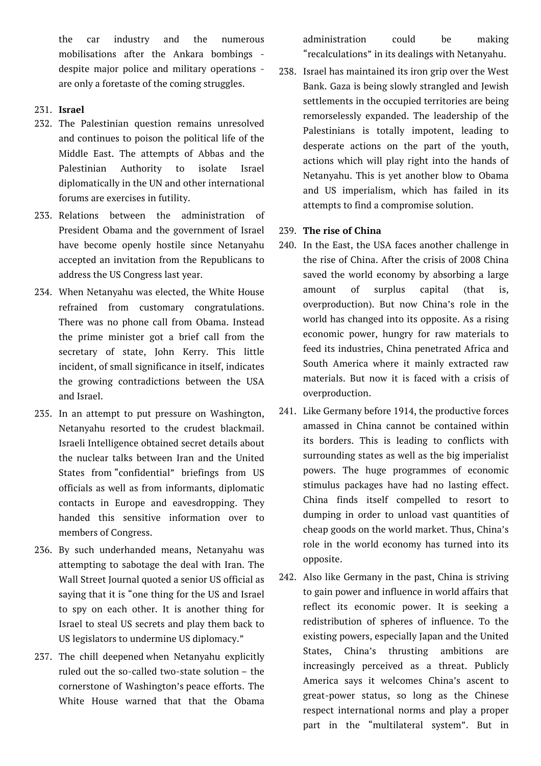the car industry and the numerous mobilisations after the Ankara bombings - despite major police and military operations - are only a foretaste of the coming struggles.

231. **Israel**

232. The Palestinian question remains unresolved and continues to poison the political life of the Middle East. The attempts of Abbas and the Palestinian Authority to isolate Israel diplomatically in the UN and other international forums are exercises in futility.

233. Relations between the administration of President Obama and the government of Israel have become openly hostile since Netanyahu accepted an invitation from the Republicans to address the US Congress last year.

234. When Netanyahu was elected, the White House refrained from customary congratulations. There was no phone call from Obama. Instead the prime minister got a brief call from the secretary of state, John Kerry. This little incident, of small significance in itself, indicates the growing contradictions between the USA and Israel.

235. In an attempt to put pressure on Washington, Netanyahu resorted to the crudest blackmail. Israeli Intelligence obtained secret details about the nuclear talks between Iran and the United States from "confidential" briefings from US officials as well as from informants, diplomatic contacts in Europe and eavesdropping. They handed this sensitive information over to members of Congress.

236. By such underhanded means, Netanyahu was attempting to sabotage the deal with Iran. The Wall Street Journal quoted a senior US official as saying that it is "one thing for the US and Israel to spy on each other. It is another thing for Israel to steal US secrets and play them back to US legislators to undermine US diplomacy."

237. The chill deepened when Netanyahu explicitly ruled out the so-called two-state solution – the cornerstone of Washington's peace efforts. The White House warned that that the Obama administration could be making "recalculations" in its dealings with Netanyahu.

238. Israel has maintained its iron grip over the West Bank. Gaza is being slowly strangled and Jewish settlements in the occupied territories are being remorselessly expanded. The leadership of the Palestinians is totally impotent, leading to desperate actions on the part of the youth, actions which will play right into the hands of Netanyahu. This is yet another blow to Obama and US imperialism, which has failed in its attempts to find a compromise solution.

239. **The rise of China**

240. In the East, the USA faces another challenge in the rise of China. After the crisis of 2008 China saved the world economy by absorbing a large amount of surplus capital (that is, overproduction). But now China's role in the world has changed into its opposite. As a rising economic power, hungry for raw materials to feed its industries, China penetrated Africa and South America where it mainly extracted raw materials. But now it is faced with a crisis of overproduction.

241. Like Germany before 1914, the productive forces amassed in China cannot be contained within its borders. This is leading to conflicts with surrounding states as well as the big imperialist powers. The huge programmes of economic stimulus packages have had no lasting effect. China finds itself compelled to resort to dumping in order to unload vast quantities of cheap goods on the world market. Thus, China's role in the world economy has turned into its opposite.

242. Also like Germany in the past, China is striving to gain power and influence in world affairs that reflect its economic power. It is seeking a redistribution of spheres of influence. To the existing powers, especially Japan and the United States, China's thrusting ambitions are increasingly perceived as a threat. Publicly America says it welcomes China's ascent to great-power status, so long as the Chinese respect international norms and play a proper part in the "multilateral system". But in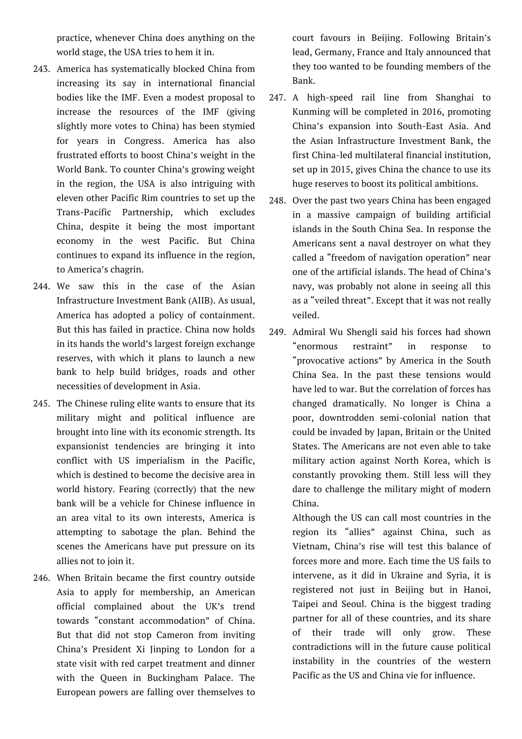practice, whenever China does anything on the world stage, the USA tries to hem it in.

243. America has systematically blocked China from increasing its say in international financial bodies like the IMF. Even a modest proposal to increase the resources of the IMF (giving slightly more votes to China) has been stymied for years in Congress. America has also frustrated efforts to boost China's weight in the World Bank. To counter China's growing weight in the region, the USA is also intriguing with eleven other Pacific Rim countries to set up the Trans-Pacific Partnership, which excludes China, despite it being the most important economy in the west Pacific. But China continues to expand its influence in the region, to America's chagrin.

244. We saw this in the case of the Asian Infrastructure Investment Bank (AIIB). As usual, America has adopted a policy of containment. But this has failed in practice. China now holds in its hands the world's largest foreign exchange reserves, with which it plans to launch a new bank to help build bridges, roads and other necessities of development in Asia.

245. The Chinese ruling elite wants to ensure that its military might and political influence are brought into line with its economic strength. Its expansionist tendencies are bringing it into conflict with US imperialism in the Pacific, which is destined to become the decisive area in world history. Fearing (correctly) that the new bank will be a vehicle for Chinese influence in an area vital to its own interests, America is attempting to sabotage the plan. Behind the scenes the Americans have put pressure on its allies not to join it.

246. When Britain became the first country outside Asia to apply for membership, an American official complained about the UK's trend towards "constant accommodation" of China. But that did not stop Cameron from inviting China's President Xi Jinping to London for a state visit with red carpet treatment and dinner with the Queen in Buckingham Palace. The European powers are falling over themselves to court favours in Beijing. Following Britain's lead, Germany, France and Italy announced that they too wanted to be founding members of the Bank.

247. A high-speed rail line from Shanghai to Kunming will be completed in 2016, promoting China's expansion into South-East Asia. And the Asian Infrastructure Investment Bank, the first China-led multilateral financial institution, set up in 2015, gives China the chance to use its huge reserves to boost its political ambitions.

248. Over the past two years China has been engaged in a massive campaign of building artificial islands in the South China Sea. In response the Americans sent a naval destroyer on what they called a "freedom of navigation operation" near one of the artificial islands. The head of China's navy, was probably not alone in seeing all this as a "veiled threat". Except that it was not really veiled.

249. Admiral Wu Shengli said his forces had shown "enormous restraint" in response to "provocative actions" by America in the South China Sea. In the past these tensions would have led to war. But the correlation of forces has changed dramatically. No longer is China a poor, downtrodden semi-colonial nation that could be invaded by Japan, Britain or the United States. The Americans are not even able to take military action against North Korea, which is constantly provoking them. Still less will they dare to challenge the military might of modern China.

    Although the US can call most countries in the region its "allies" against China, such as Vietnam, China's rise will test this balance of forces more and more. Each time the US fails to intervene, as it did in Ukraine and Syria, it is registered not just in Beijing but in Hanoi, Taipei and Seoul. China is the biggest trading partner for all of these countries, and its share of their trade will only grow. These contradictions will in the future cause political instability in the countries of the western Pacific as the US and China vie for influence.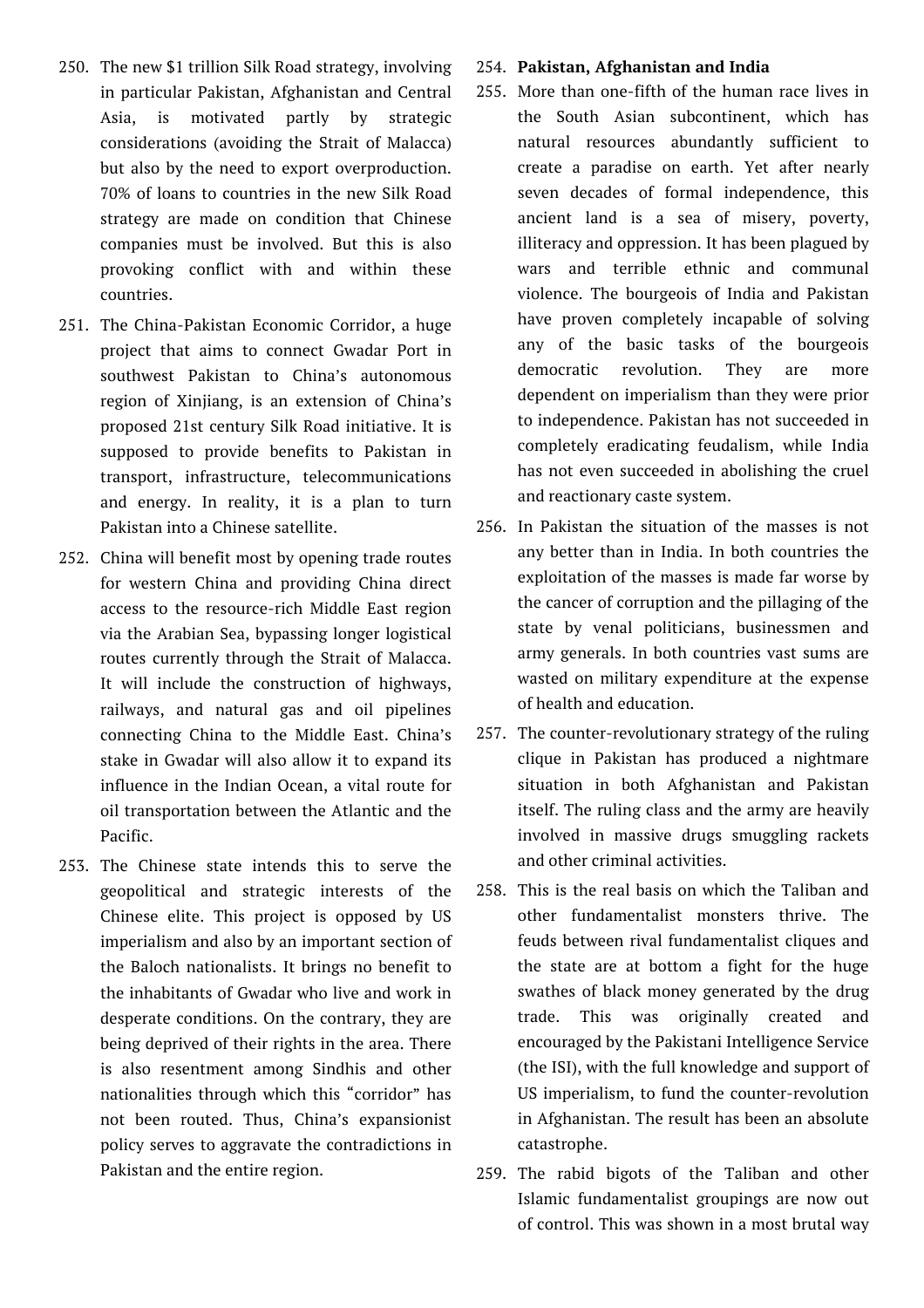250. The new $1 trillion Silk Road strategy, involving in particular Pakistan, Afghanistan and Central Asia, is motivated partly by strategic considerations (avoiding the Strait of Malacca) but also by the need to export overproduction. 70% of loans to countries in the new Silk Road strategy are made on condition that Chinese companies must be involved. But this is also provoking conflict with and within these countries.

251. The China-Pakistan Economic Corridor, a huge project that aims to connect Gwadar Port in southwest Pakistan to China's autonomous region of Xinjiang, is an extension of China's proposed 21st century Silk Road initiative. It is supposed to provide benefits to Pakistan in transport, infrastructure, telecommunications and energy. In reality, it is a plan to turn Pakistan into a Chinese satellite.

252. China will benefit most by opening trade routes for western China and providing China direct access to the resource-rich Middle East region via the Arabian Sea, bypassing longer logistical routes currently through the Strait of Malacca. It will include the construction of highways, railways, and natural gas and oil pipelines connecting China to the Middle East. China's stake in Gwadar will also allow it to expand its influence in the Indian Ocean, a vital route for oil transportation between the Atlantic and the Pacific.

253. The Chinese state intends this to serve the geopolitical and strategic interests of the Chinese elite. This project is opposed by US imperialism and also by an important section of the Baloch nationalists. It brings no benefit to the inhabitants of Gwadar who live and work in desperate conditions. On the contrary, they are being deprived of their rights in the area. There is also resentment among Sindhis and other nationalities through which this "corridor" has not been routed. Thus, China's expansionist policy serves to aggravate the contradictions in Pakistan and the entire region.

254. **Pakistan, Afghanistan and India**

255. More than one-fifth of the human race lives in the South Asian subcontinent, which has natural resources abundantly sufficient to create a paradise on earth. Yet after nearly seven decades of formal independence, this ancient land is a sea of misery, poverty, illiteracy and oppression. It has been plagued by wars and terrible ethnic and communal violence. The bourgeois of India and Pakistan have proven completely incapable of solving any of the basic tasks of the bourgeois democratic revolution. They are more dependent on imperialism than they were prior to independence. Pakistan has not succeeded in completely eradicating feudalism, while India has not even succeeded in abolishing the cruel and reactionary caste system.

256. In Pakistan the situation of the masses is not any better than in India. In both countries the exploitation of the masses is made far worse by the cancer of corruption and the pillaging of the state by venal politicians, businessmen and army generals. In both countries vast sums are wasted on military expenditure at the expense of health and education.

257. The counter-revolutionary strategy of the ruling clique in Pakistan has produced a nightmare situation in both Afghanistan and Pakistan itself. The ruling class and the army are heavily involved in massive drugs smuggling rackets and other criminal activities.

258. This is the real basis on which the Taliban and other fundamentalist monsters thrive. The feuds between rival fundamentalist cliques and the state are at bottom a fight for the huge swathes of black money generated by the drug trade. This was originally created and encouraged by the Pakistani Intelligence Service (the ISI), with the full knowledge and support of US imperialism, to fund the counter-revolution in Afghanistan. The result has been an absolute catastrophe.

259. The rabid bigots of the Taliban and other Islamic fundamentalist groupings are now out of control. This was shown in a most brutal way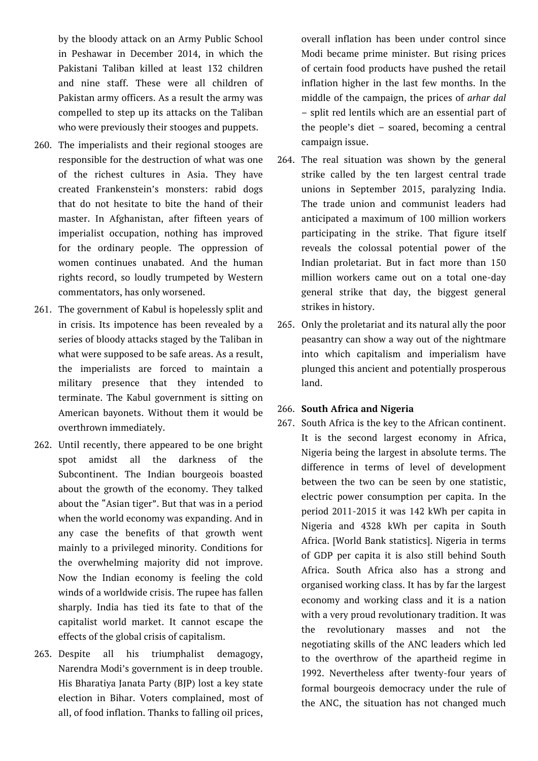by the bloody attack on an Army Public School in Peshawar in December 2014, in which the Pakistani Taliban killed at least 132 children and nine staff. These were all children of Pakistan army officers. As a result the army was compelled to step up its attacks on the Taliban who were previously their stooges and puppets.

260. The imperialists and their regional stooges are responsible for the destruction of what was one of the richest cultures in Asia. They have created Frankenstein's monsters: rabid dogs that do not hesitate to bite the hand of their master. In Afghanistan, after fifteen years of imperialist occupation, nothing has improved for the ordinary people. The oppression of women continues unabated. And the human rights record, so loudly trumpeted by Western commentators, has only worsened.

261. The government of Kabul is hopelessly split and in crisis. Its impotence has been revealed by a series of bloody attacks staged by the Taliban in what were supposed to be safe areas. As a result, the imperialists are forced to maintain a military presence that they intended to terminate. The Kabul government is sitting on American bayonets. Without them it would be overthrown immediately.

262. Until recently, there appeared to be one bright spot amidst all the darkness of the Subcontinent. The Indian bourgeois boasted about the growth of the economy. They talked about the "Asian tiger". But that was in a period when the world economy was expanding. And in any case the benefits of that growth went mainly to a privileged minority. Conditions for the overwhelming majority did not improve. Now the Indian economy is feeling the cold winds of a worldwide crisis. The rupee has fallen sharply. India has tied its fate to that of the capitalist world market. It cannot escape the effects of the global crisis of capitalism.

263. Despite all his triumphalist demagogy, Narendra Modi's government is in deep trouble. His Bharatiya Janata Party (BJP) lost a key state election in Bihar. Voters complained, most of all, of food inflation. Thanks to falling oil prices, overall inflation has been under control since Modi became prime minister. But rising prices of certain food products have pushed the retail inflation higher in the last few months. In the middle of the campaign, the prices of *arhar dal* – split red lentils which are an essential part of the people's diet – soared, becoming a central campaign issue.

264. The real situation was shown by the general strike called by the ten largest central trade unions in September 2015, paralyzing India. The trade union and communist leaders had anticipated a maximum of 100 million workers participating in the strike. That figure itself reveals the colossal potential power of the Indian proletariat. But in fact more than 150 million workers came out on a total one-day general strike that day, the biggest general strikes in history.

265. Only the proletariat and its natural ally the poor peasantry can show a way out of the nightmare into which capitalism and imperialism have plunged this ancient and potentially prosperous land.

266. **South Africa and Nigeria**

267. South Africa is the key to the African continent. It is the second largest economy in Africa, Nigeria being the largest in absolute terms. The difference in terms of level of development between the two can be seen by one statistic, electric power consumption per capita. In the period 2011-2015 it was 142 kWh per capita in Nigeria and 4328 kWh per capita in South Africa. [World Bank statistics]. Nigeria in terms of GDP per capita it is also still behind South Africa. South Africa also has a strong and organised working class. It has by far the largest economy and working class and it is a nation with a very proud revolutionary tradition. It was the revolutionary masses and not the negotiating skills of the ANC leaders which led to the overthrow of the apartheid regime in 1992. Nevertheless after twenty-four years of formal bourgeois democracy under the rule of the ANC, the situation has not changed much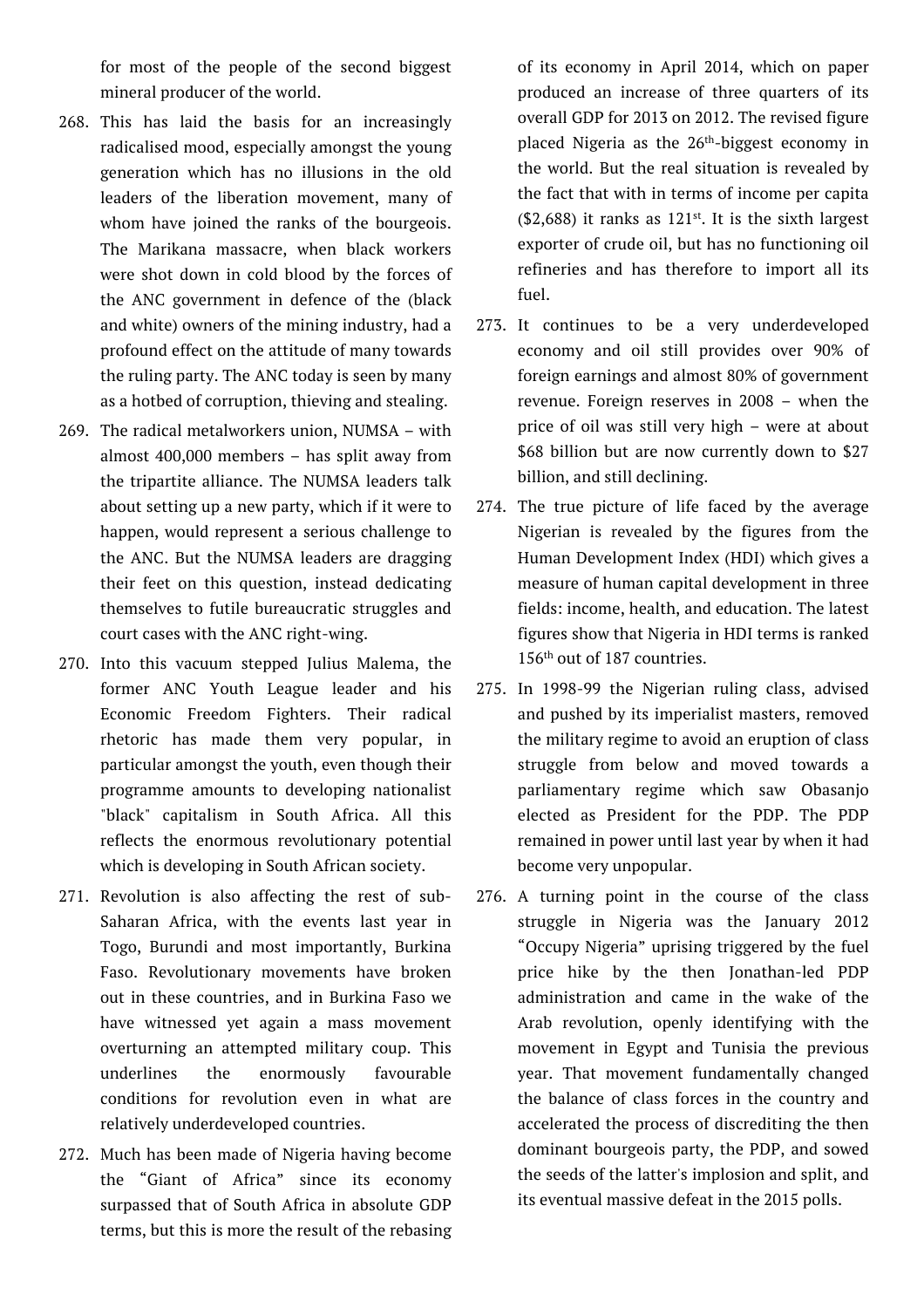for most of the people of the second biggest mineral producer of the world.

268. This has laid the basis for an increasingly radicalised mood, especially amongst the young generation which has no illusions in the old leaders of the liberation movement, many of whom have joined the ranks of the bourgeois. The Marikana massacre, when black workers were shot down in cold blood by the forces of the ANC government in defence of the (black and white) owners of the mining industry, had a profound effect on the attitude of many towards the ruling party. The ANC today is seen by many as a hotbed of corruption, thieving and stealing.

269. The radical metalworkers union, NUMSA – with almost 400,000 members – has split away from the tripartite alliance. The NUMSA leaders talk about setting up a new party, which if it were to happen, would represent a serious challenge to the ANC. But the NUMSA leaders are dragging their feet on this question, instead dedicating themselves to futile bureaucratic struggles and court cases with the ANC right-wing.

270. Into this vacuum stepped Julius Malema, the former ANC Youth League leader and his Economic Freedom Fighters. Their radical rhetoric has made them very popular, in particular amongst the youth, even though their programme amounts to developing nationalist "black" capitalism in South Africa. All this reflects the enormous revolutionary potential which is developing in South African society.

271. Revolution is also affecting the rest of sub-Saharan Africa, with the events last year in Togo, Burundi and most importantly, Burkina Faso. Revolutionary movements have broken out in these countries, and in Burkina Faso we have witnessed yet again a mass movement overturning an attempted military coup. This underlines the enormously favourable conditions for revolution even in what are relatively underdeveloped countries.

272. Much has been made of Nigeria having become the "Giant of Africa" since its economy surpassed that of South Africa in absolute GDP terms, but this is more the result of the rebasing of its economy in April 2014, which on paper produced an increase of three quarters of its overall GDP for 2013 on 2012. The revised figure placed Nigeria as the 26th-biggest economy in the world. But the real situation is revealed by the fact that with in terms of income per capita ($2,688) it ranks as 121st. It is the sixth largest exporter of crude oil, but has no functioning oil refineries and has therefore to import all its fuel.

273. It continues to be a very underdeveloped economy and oil still provides over 90% of foreign earnings and almost 80% of government revenue. Foreign reserves in 2008 – when the price of oil was still very high – were at about $68 billion but are now currently down to $27 billion, and still declining.

274. The true picture of life faced by the average Nigerian is revealed by the figures from the Human Development Index (HDI) which gives a measure of human capital development in three fields: income, health, and education. The latest figures show that Nigeria in HDI terms is ranked 156th out of 187 countries.

275. In 1998-99 the Nigerian ruling class, advised and pushed by its imperialist masters, removed the military regime to avoid an eruption of class struggle from below and moved towards a parliamentary regime which saw Obasanjo elected as President for the PDP. The PDP remained in power until last year by when it had become very unpopular.

276. A turning point in the course of the class struggle in Nigeria was the January 2012 "Occupy Nigeria" uprising triggered by the fuel price hike by the then Jonathan-led PDP administration and came in the wake of the Arab revolution, openly identifying with the movement in Egypt and Tunisia the previous year. That movement fundamentally changed the balance of class forces in the country and accelerated the process of discrediting the then dominant bourgeois party, the PDP, and sowed the seeds of the latter's implosion and split, and its eventual massive defeat in the 2015 polls.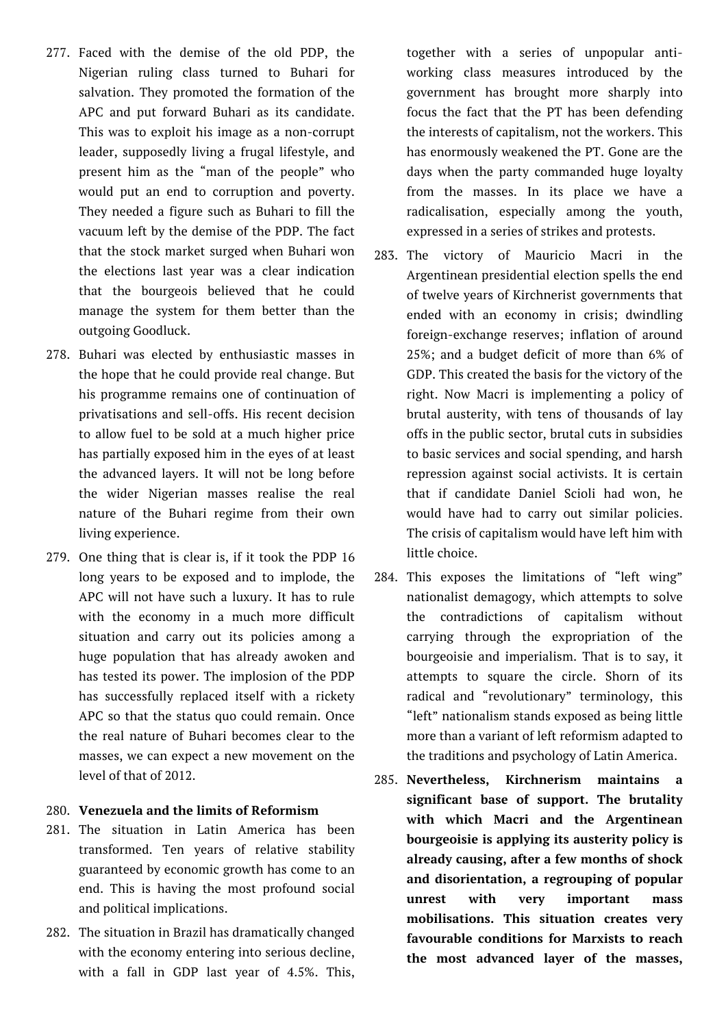277. Faced with the demise of the old PDP, the Nigerian ruling class turned to Buhari for salvation. They promoted the formation of the APC and put forward Buhari as its candidate. This was to exploit his image as a non-corrupt leader, supposedly living a frugal lifestyle, and present him as the "man of the people" who would put an end to corruption and poverty. They needed a figure such as Buhari to fill the vacuum left by the demise of the PDP. The fact that the stock market surged when Buhari won the elections last year was a clear indication that the bourgeois believed that he could manage the system for them better than the outgoing Goodluck.

278. Buhari was elected by enthusiastic masses in the hope that he could provide real change. But his programme remains one of continuation of privatisations and sell-offs. His recent decision to allow fuel to be sold at a much higher price has partially exposed him in the eyes of at least the advanced layers. It will not be long before the wider Nigerian masses realise the real nature of the Buhari regime from their own living experience.

279. One thing that is clear is, if it took the PDP 16 long years to be exposed and to implode, the APC will not have such a luxury. It has to rule with the economy in a much more difficult situation and carry out its policies among a huge population that has already awoken and has tested its power. The implosion of the PDP has successfully replaced itself with a rickety APC so that the status quo could remain. Once the real nature of Buhari becomes clear to the masses, we can expect a new movement on the level of that of 2012.

280. **Venezuela and the limits of Reformism**

281. The situation in Latin America has been transformed. Ten years of relative stability guaranteed by economic growth has come to an end. This is having the most profound social and political implications.

282. The situation in Brazil has dramatically changed with the economy entering into serious decline, with a fall in GDP last year of 4.5%. This, together with a series of unpopular anti-working class measures introduced by the government has brought more sharply into focus the fact that the PT has been defending the interests of capitalism, not the workers. This has enormously weakened the PT. Gone are the days when the party commanded huge loyalty from the masses. In its place we have a radicalisation, especially among the youth, expressed in a series of strikes and protests.

283. The victory of Mauricio Macri in the Argentinean presidential election spells the end of twelve years of Kirchnerist governments that ended with an economy in crisis; dwindling foreign-exchange reserves; inflation of around 25%; and a budget deficit of more than 6% of GDP. This created the basis for the victory of the right. Now Macri is implementing a policy of brutal austerity, with tens of thousands of lay offs in the public sector, brutal cuts in subsidies to basic services and social spending, and harsh repression against social activists. It is certain that if candidate Daniel Scioli had won, he would have had to carry out similar policies. The crisis of capitalism would have left him with little choice.

284. This exposes the limitations of "left wing" nationalist demagogy, which attempts to solve the contradictions of capitalism without carrying through the expropriation of the bourgeoisie and imperialism. That is to say, it attempts to square the circle. Shorn of its radical and "revolutionary" terminology, this "left" nationalism stands exposed as being little more than a variant of left reformism adapted to the traditions and psychology of Latin America.

285. **Nevertheless, Kirchnerism maintains a significant base of support. The brutality with which Macri and the Argentinean bourgeoisie is applying its austerity policy is already causing, after a few months of shock and disorientation, a regrouping of popular unrest with very important mass mobilisations. This situation creates very favourable conditions for Marxists to reach the most advanced layer of the masses,**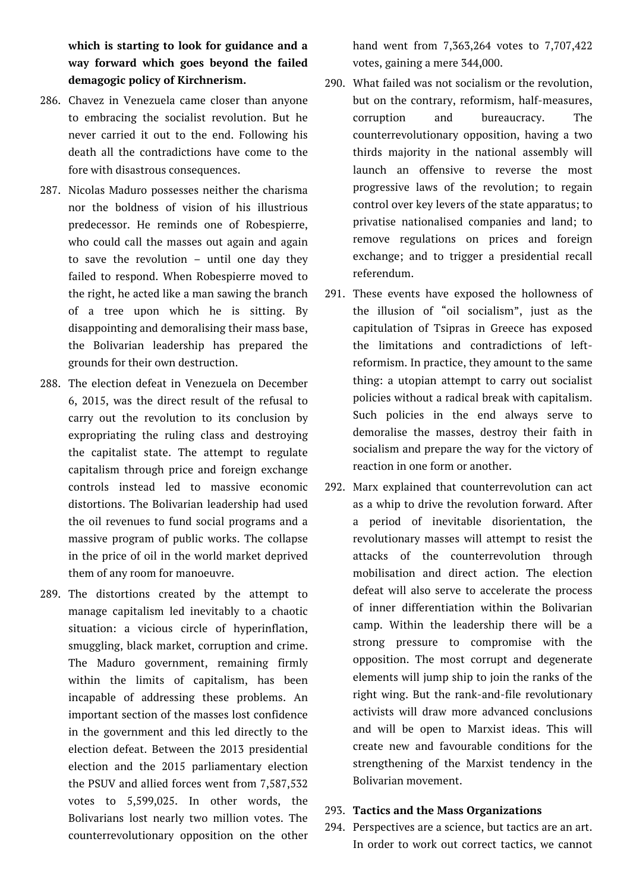**which is starting to look for guidance and a way forward which goes beyond the failed demagogic policy of Kirchnerism.**

286. Chavez in Venezuela came closer than anyone to embracing the socialist revolution. But he never carried it out to the end. Following his death all the contradictions have come to the fore with disastrous consequences.

287. Nicolas Maduro possesses neither the charisma nor the boldness of vision of his illustrious predecessor. He reminds one of Robespierre, who could call the masses out again and again to save the revolution – until one day they failed to respond. When Robespierre moved to the right, he acted like a man sawing the branch of a tree upon which he is sitting. By disappointing and demoralising their mass base, the Bolivarian leadership has prepared the grounds for their own destruction.

288. The election defeat in Venezuela on December 6, 2015, was the direct result of the refusal to carry out the revolution to its conclusion by expropriating the ruling class and destroying the capitalist state. The attempt to regulate capitalism through price and foreign exchange controls instead led to massive economic distortions. The Bolivarian leadership had used the oil revenues to fund social programs and a massive program of public works. The collapse in the price of oil in the world market deprived them of any room for manoeuvre.

289. The distortions created by the attempt to manage capitalism led inevitably to a chaotic situation: a vicious circle of hyperinflation, smuggling, black market, corruption and crime. The Maduro government, remaining firmly within the limits of capitalism, has been incapable of addressing these problems. An important section of the masses lost confidence in the government and this led directly to the election defeat. Between the 2013 presidential election and the 2015 parliamentary election the PSUV and allied forces went from 7,587,532 votes to 5,599,025. In other words, the Bolivarians lost nearly two million votes. The counterrevolutionary opposition on the other hand went from 7,363,264 votes to 7,707,422 votes, gaining a mere 344,000.

290. What failed was not socialism or the revolution, but on the contrary, reformism, half-measures, corruption and bureaucracy. The counterrevolutionary opposition, having a two thirds majority in the national assembly will launch an offensive to reverse the most progressive laws of the revolution; to regain control over key levers of the state apparatus; to privatise nationalised companies and land; to remove regulations on prices and foreign exchange; and to trigger a presidential recall referendum.

291. These events have exposed the hollowness of the illusion of "oil socialism", just as the capitulation of Tsipras in Greece has exposed the limitations and contradictions of left-reformism. In practice, they amount to the same thing: a utopian attempt to carry out socialist policies without a radical break with capitalism. Such policies in the end always serve to demoralise the masses, destroy their faith in socialism and prepare the way for the victory of reaction in one form or another.

292. Marx explained that counterrevolution can act as a whip to drive the revolution forward. After a period of inevitable disorientation, the revolutionary masses will attempt to resist the attacks of the counterrevolution through mobilisation and direct action. The election defeat will also serve to accelerate the process of inner differentiation within the Bolivarian camp. Within the leadership there will be a strong pressure to compromise with the opposition. The most corrupt and degenerate elements will jump ship to join the ranks of the right wing. But the rank-and-file revolutionary activists will draw more advanced conclusions and will be open to Marxist ideas. This will create new and favourable conditions for the strengthening of the Marxist tendency in the Bolivarian movement.

293. **Tactics and the Mass Organizations**

294. Perspectives are a science, but tactics are an art. In order to work out correct tactics, we cannot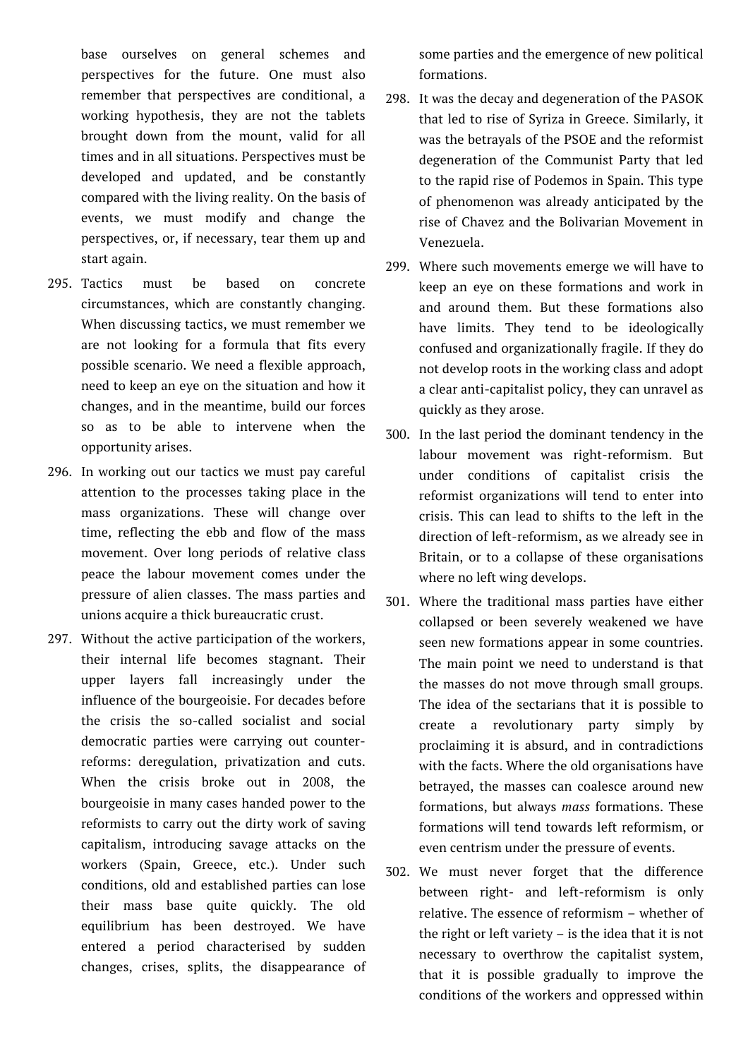base ourselves on general schemes and perspectives for the future. One must also remember that perspectives are conditional, a working hypothesis, they are not the tablets brought down from the mount, valid for all times and in all situations. Perspectives must be developed and updated, and be constantly compared with the living reality. On the basis of events, we must modify and change the perspectives, or, if necessary, tear them up and start again.

295. Tactics must be based on concrete circumstances, which are constantly changing. When discussing tactics, we must remember we are not looking for a formula that fits every possible scenario. We need a flexible approach, need to keep an eye on the situation and how it changes, and in the meantime, build our forces so as to be able to intervene when the opportunity arises.

296. In working out our tactics we must pay careful attention to the processes taking place in the mass organizations. These will change over time, reflecting the ebb and flow of the mass movement. Over long periods of relative class peace the labour movement comes under the pressure of alien classes. The mass parties and unions acquire a thick bureaucratic crust.

297. Without the active participation of the workers, their internal life becomes stagnant. Their upper layers fall increasingly under the influence of the bourgeoisie. For decades before the crisis the so-called socialist and social democratic parties were carrying out counter-reforms: deregulation, privatization and cuts. When the crisis broke out in 2008, the bourgeoisie in many cases handed power to the reformists to carry out the dirty work of saving capitalism, introducing savage attacks on the workers (Spain, Greece, etc.). Under such conditions, old and established parties can lose their mass base quite quickly. The old equilibrium has been destroyed. We have entered a period characterised by sudden changes, crises, splits, the disappearance of some parties and the emergence of new political formations.

298. It was the decay and degeneration of the PASOK that led to rise of Syriza in Greece. Similarly, it was the betrayals of the PSOE and the reformist degeneration of the Communist Party that led to the rapid rise of Podemos in Spain. This type of phenomenon was already anticipated by the rise of Chavez and the Bolivarian Movement in Venezuela.

299. Where such movements emerge we will have to keep an eye on these formations and work in and around them. But these formations also have limits. They tend to be ideologically confused and organizationally fragile. If they do not develop roots in the working class and adopt a clear anti-capitalist policy, they can unravel as quickly as they arose.

300. In the last period the dominant tendency in the labour movement was right-reformism. But under conditions of capitalist crisis the reformist organizations will tend to enter into crisis. This can lead to shifts to the left in the direction of left-reformism, as we already see in Britain, or to a collapse of these organisations where no left wing develops.

301. Where the traditional mass parties have either collapsed or been severely weakened we have seen new formations appear in some countries. The main point we need to understand is that the masses do not move through small groups. The idea of the sectarians that it is possible to create a revolutionary party simply by proclaiming it is absurd, and in contradictions with the facts. Where the old organisations have betrayed, the masses can coalesce around new formations, but always *mass* formations. These formations will tend towards left reformism, or even centrism under the pressure of events.

302. We must never forget that the difference between right- and left-reformism is only relative. The essence of reformism – whether of the right or left variety – is the idea that it is not necessary to overthrow the capitalist system, that it is possible gradually to improve the conditions of the workers and oppressed within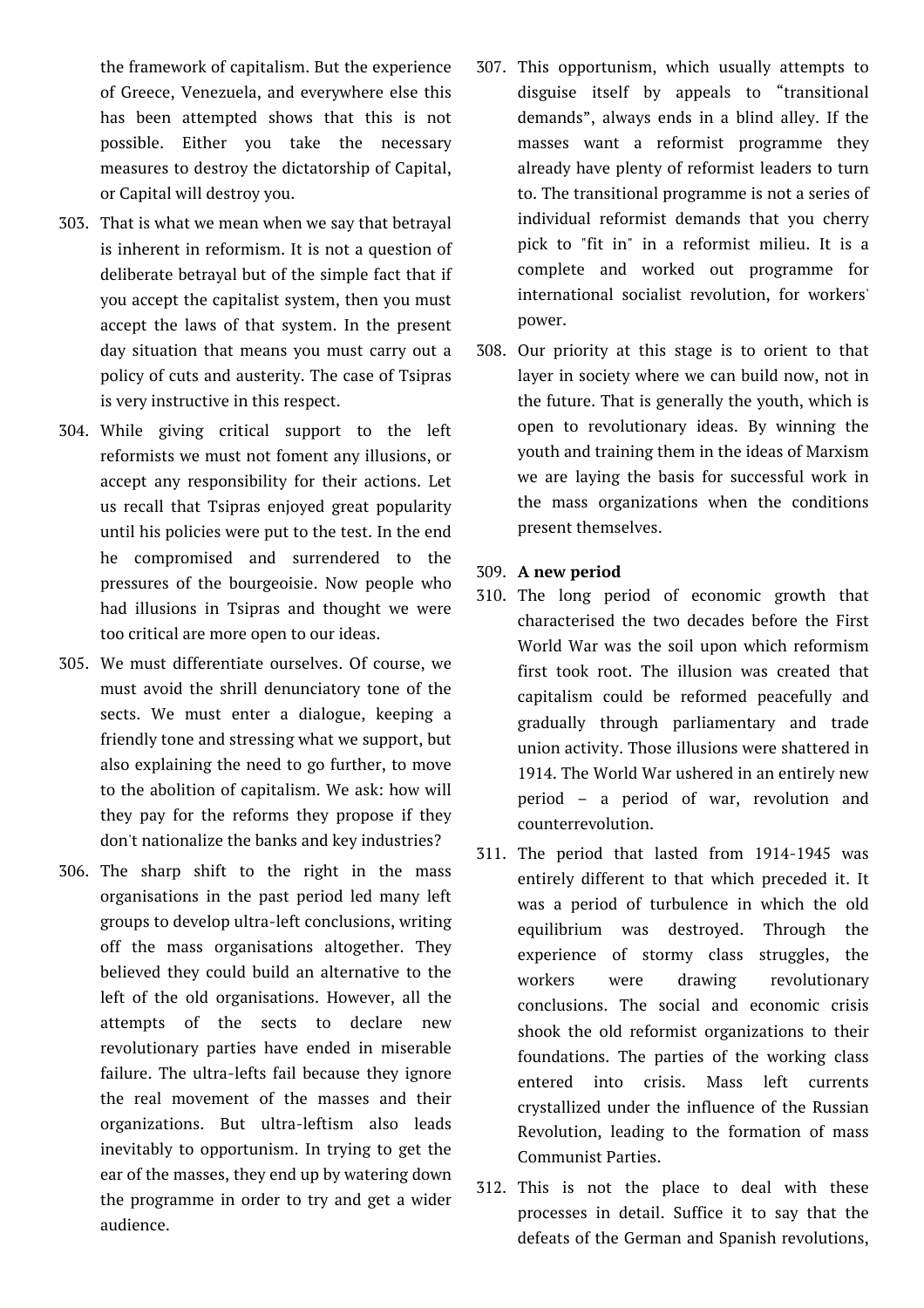the framework of capitalism. But the experience of Greece, Venezuela, and everywhere else this has been attempted shows that this is not possible. Either you take the necessary measures to destroy the dictatorship of Capital, or Capital will destroy you.

303. That is what we mean when we say that betrayal is inherent in reformism. It is not a question of deliberate betrayal but of the simple fact that if you accept the capitalist system, then you must accept the laws of that system. In the present day situation that means you must carry out a policy of cuts and austerity. The case of Tsipras is very instructive in this respect.

304. While giving critical support to the left reformists we must not foment any illusions, or accept any responsibility for their actions. Let us recall that Tsipras enjoyed great popularity until his policies were put to the test. In the end he compromised and surrendered to the pressures of the bourgeoisie. Now people who had illusions in Tsipras and thought we were too critical are more open to our ideas.

305. We must differentiate ourselves. Of course, we must avoid the shrill denunciatory tone of the sects. We must enter a dialogue, keeping a friendly tone and stressing what we support, but also explaining the need to go further, to move to the abolition of capitalism. We ask: how will they pay for the reforms they propose if they don't nationalize the banks and key industries?

306. The sharp shift to the right in the mass organisations in the past period led many left groups to develop ultra-left conclusions, writing off the mass organisations altogether. They believed they could build an alternative to the left of the old organisations. However, all the attempts of the sects to declare new revolutionary parties have ended in miserable failure. The ultra-lefts fail because they ignore the real movement of the masses and their organizations. But ultra-leftism also leads inevitably to opportunism. In trying to get the ear of the masses, they end up by watering down the programme in order to try and get a wider audience.

307. This opportunism, which usually attempts to disguise itself by appeals to "transitional demands", always ends in a blind alley. If the masses want a reformist programme they already have plenty of reformist leaders to turn to. The transitional programme is not a series of individual reformist demands that you cherry pick to "fit in" in a reformist milieu. It is a complete and worked out programme for international socialist revolution, for workers' power.

308. Our priority at this stage is to orient to that layer in society where we can build now, not in the future. That is generally the youth, which is open to revolutionary ideas. By winning the youth and training them in the ideas of Marxism we are laying the basis for successful work in the mass organizations when the conditions present themselves.

309. **A new period**

310. The long period of economic growth that characterised the two decades before the First World War was the soil upon which reformism first took root. The illusion was created that capitalism could be reformed peacefully and gradually through parliamentary and trade union activity. Those illusions were shattered in 1914. The World War ushered in an entirely new period – a period of war, revolution and counterrevolution.

311. The period that lasted from 1914-1945 was entirely different to that which preceded it. It was a period of turbulence in which the old equilibrium was destroyed. Through the experience of stormy class struggles, the workers were drawing revolutionary conclusions. The social and economic crisis shook the old reformist organizations to their foundations. The parties of the working class entered into crisis. Mass left currents crystallized under the influence of the Russian Revolution, leading to the formation of mass Communist Parties.

312. This is not the place to deal with these processes in detail. Suffice it to say that the defeats of the German and Spanish revolutions,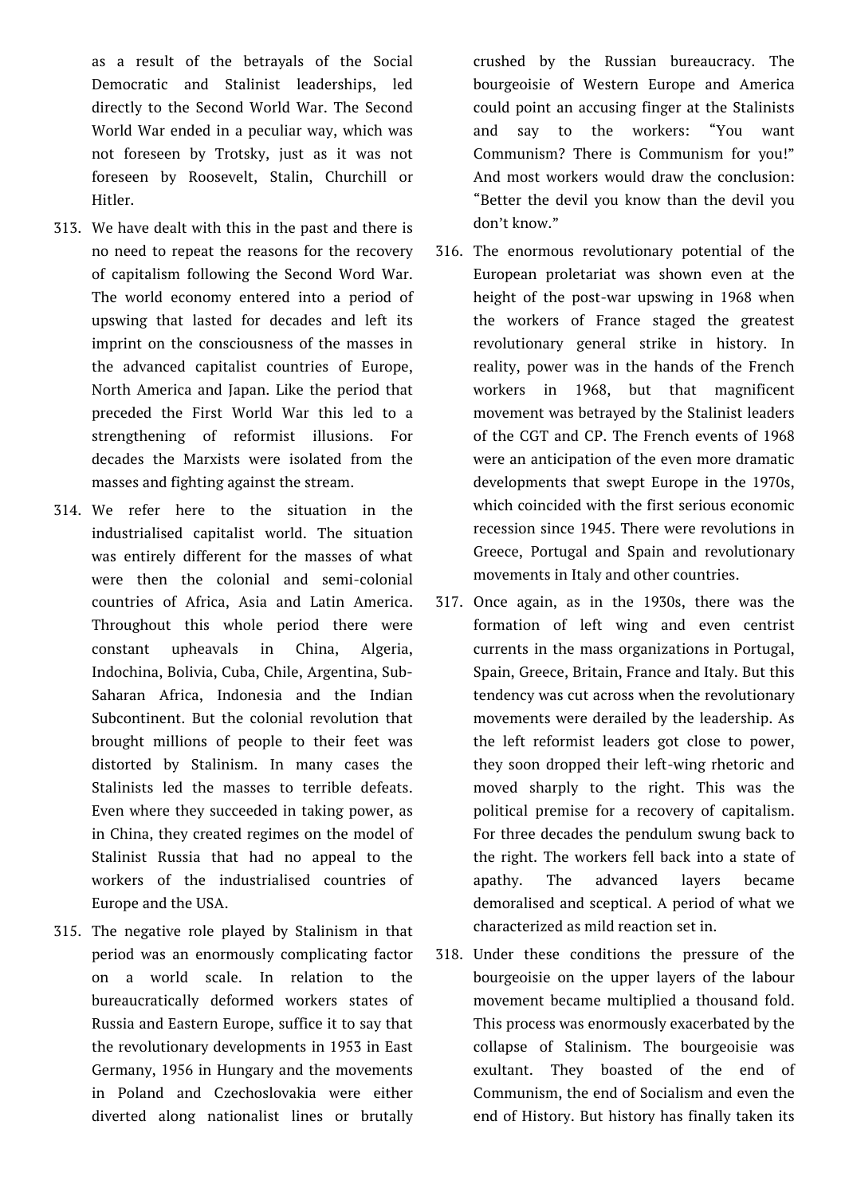as a result of the betrayals of the Social Democratic and Stalinist leaderships, led directly to the Second World War. The Second World War ended in a peculiar way, which was not foreseen by Trotsky, just as it was not foreseen by Roosevelt, Stalin, Churchill or Hitler.

313. We have dealt with this in the past and there is no need to repeat the reasons for the recovery of capitalism following the Second Word War. The world economy entered into a period of upswing that lasted for decades and left its imprint on the consciousness of the masses in the advanced capitalist countries of Europe, North America and Japan. Like the period that preceded the First World War this led to a strengthening of reformist illusions. For decades the Marxists were isolated from the masses and fighting against the stream.

314. We refer here to the situation in the industrialised capitalist world. The situation was entirely different for the masses of what were then the colonial and semi-colonial countries of Africa, Asia and Latin America. Throughout this whole period there were constant upheavals in China, Algeria, Indochina, Bolivia, Cuba, Chile, Argentina, Sub-Saharan Africa, Indonesia and the Indian Subcontinent. But the colonial revolution that brought millions of people to their feet was distorted by Stalinism. In many cases the Stalinists led the masses to terrible defeats. Even where they succeeded in taking power, as in China, they created regimes on the model of Stalinist Russia that had no appeal to the workers of the industrialised countries of Europe and the USA.

315. The negative role played by Stalinism in that period was an enormously complicating factor on a world scale. In relation to the bureaucratically deformed workers states of Russia and Eastern Europe, suffice it to say that the revolutionary developments in 1953 in East Germany, 1956 in Hungary and the movements in Poland and Czechoslovakia were either diverted along nationalist lines or brutally crushed by the Russian bureaucracy. The bourgeoisie of Western Europe and America could point an accusing finger at the Stalinists and say to the workers: "You want Communism? There is Communism for you!" And most workers would draw the conclusion: "Better the devil you know than the devil you don't know."

316. The enormous revolutionary potential of the European proletariat was shown even at the height of the post-war upswing in 1968 when the workers of France staged the greatest revolutionary general strike in history. In reality, power was in the hands of the French workers in 1968, but that magnificent movement was betrayed by the Stalinist leaders of the CGT and CP. The French events of 1968 were an anticipation of the even more dramatic developments that swept Europe in the 1970s, which coincided with the first serious economic recession since 1945. There were revolutions in Greece, Portugal and Spain and revolutionary movements in Italy and other countries.

317. Once again, as in the 1930s, there was the formation of left wing and even centrist currents in the mass organizations in Portugal, Spain, Greece, Britain, France and Italy. But this tendency was cut across when the revolutionary movements were derailed by the leadership. As the left reformist leaders got close to power, they soon dropped their left-wing rhetoric and moved sharply to the right. This was the political premise for a recovery of capitalism. For three decades the pendulum swung back to the right. The workers fell back into a state of apathy. The advanced layers became demoralised and sceptical. A period of what we characterized as mild reaction set in.

318. Under these conditions the pressure of the bourgeoisie on the upper layers of the labour movement became multiplied a thousand fold. This process was enormously exacerbated by the collapse of Stalinism. The bourgeoisie was exultant. They boasted of the end of Communism, the end of Socialism and even the end of History. But history has finally taken its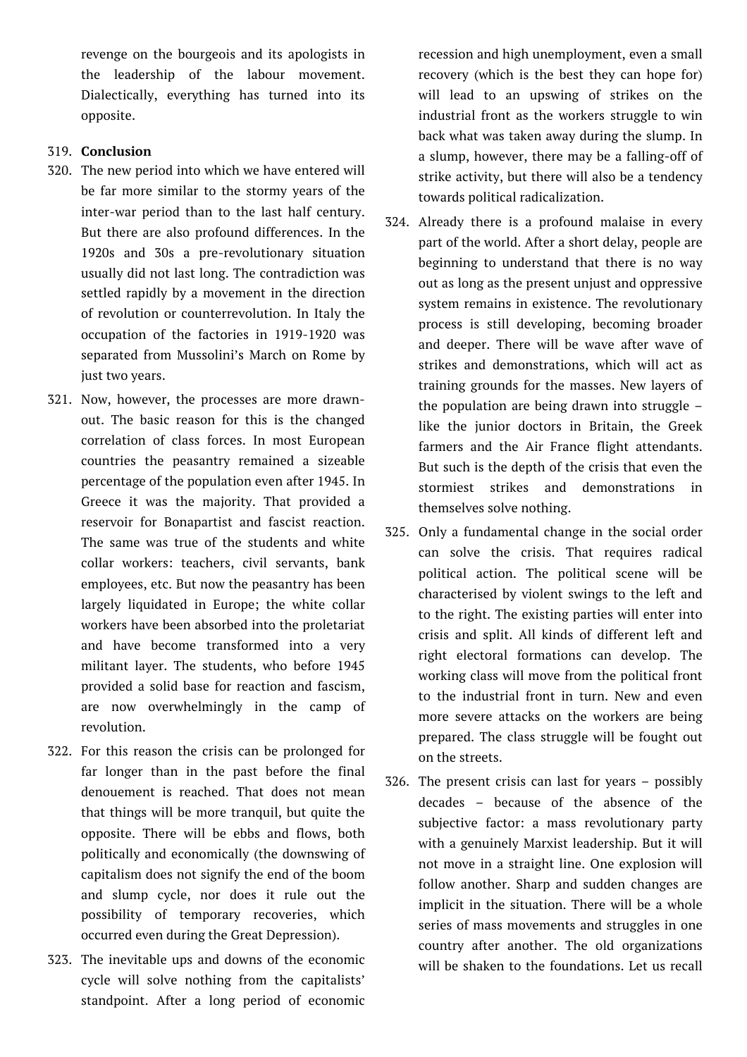revenge on the bourgeois and its apologists in the leadership of the labour movement. Dialectically, everything has turned into its opposite.

319. **Conclusion**

320. The new period into which we have entered will be far more similar to the stormy years of the inter-war period than to the last half century. But there are also profound differences. In the 1920s and 30s a pre-revolutionary situation usually did not last long. The contradiction was settled rapidly by a movement in the direction of revolution or counterrevolution. In Italy the occupation of the factories in 1919-1920 was separated from Mussolini's March on Rome by just two years.

321. Now, however, the processes are more drawn-out. The basic reason for this is the changed correlation of class forces. In most European countries the peasantry remained a sizeable percentage of the population even after 1945. In Greece it was the majority. That provided a reservoir for Bonapartist and fascist reaction. The same was true of the students and white collar workers: teachers, civil servants, bank employees, etc. But now the peasantry has been largely liquidated in Europe; the white collar workers have been absorbed into the proletariat and have become transformed into a very militant layer. The students, who before 1945 provided a solid base for reaction and fascism, are now overwhelmingly in the camp of revolution.

322. For this reason the crisis can be prolonged for far longer than in the past before the final denouement is reached. That does not mean that things will be more tranquil, but quite the opposite. There will be ebbs and flows, both politically and economically (the downswing of capitalism does not signify the end of the boom and slump cycle, nor does it rule out the possibility of temporary recoveries, which occurred even during the Great Depression).

323. The inevitable ups and downs of the economic cycle will solve nothing from the capitalists' standpoint. After a long period of economic recession and high unemployment, even a small recovery (which is the best they can hope for) will lead to an upswing of strikes on the industrial front as the workers struggle to win back what was taken away during the slump. In a slump, however, there may be a falling-off of strike activity, but there will also be a tendency towards political radicalization.

324. Already there is a profound malaise in every part of the world. After a short delay, people are beginning to understand that there is no way out as long as the present unjust and oppressive system remains in existence. The revolutionary process is still developing, becoming broader and deeper. There will be wave after wave of strikes and demonstrations, which will act as training grounds for the masses. New layers of the population are being drawn into struggle – like the junior doctors in Britain, the Greek farmers and the Air France flight attendants. But such is the depth of the crisis that even the stormiest strikes and demonstrations in themselves solve nothing.

325. Only a fundamental change in the social order can solve the crisis. That requires radical political action. The political scene will be characterised by violent swings to the left and to the right. The existing parties will enter into crisis and split. All kinds of different left and right electoral formations can develop. The working class will move from the political front to the industrial front in turn. New and even more severe attacks on the workers are being prepared. The class struggle will be fought out on the streets.

326. The present crisis can last for years – possibly decades – because of the absence of the subjective factor: a mass revolutionary party with a genuinely Marxist leadership. But it will not move in a straight line. One explosion will follow another. Sharp and sudden changes are implicit in the situation. There will be a whole series of mass movements and struggles in one country after another. The old organizations will be shaken to the foundations. Let us recall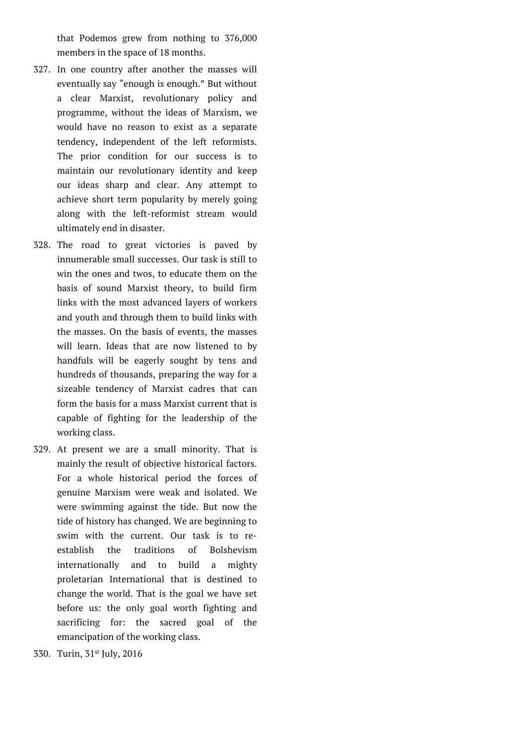that Podemos grew from nothing to 376,000 members in the space of 18 months.

327. In one country after another the masses will eventually say "enough is enough." But without a clear Marxist, revolutionary policy and programme, without the ideas of Marxism, we would have no reason to exist as a separate tendency, independent of the left reformists. The prior condition for our success is to maintain our revolutionary identity and keep our ideas sharp and clear. Any attempt to achieve short term popularity by merely going along with the left-reformist stream would ultimately end in disaster.

328. The road to great victories is paved by innumerable small successes. Our task is still to win the ones and twos, to educate them on the basis of sound Marxist theory, to build firm links with the most advanced layers of workers and youth and through them to build links with the masses. On the basis of events, the masses will learn. Ideas that are now listened to by handfuls will be eagerly sought by tens and hundreds of thousands, preparing the way for a sizeable tendency of Marxist cadres that can form the basis for a mass Marxist current that is capable of fighting for the leadership of the working class.

329. At present we are a small minority. That is mainly the result of objective historical factors. For a whole historical period the forces of genuine Marxism were weak and isolated. We were swimming against the tide. But now the tide of history has changed. We are beginning to swim with the current. Our task is to re-establish the traditions of Bolshevism internationally and to build a mighty proletarian International that is destined to change the world. That is the goal we have set before us: the only goal worth fighting and sacrificing for: the sacred goal of the emancipation of the working class.

330. Turin, 31st July, 2016